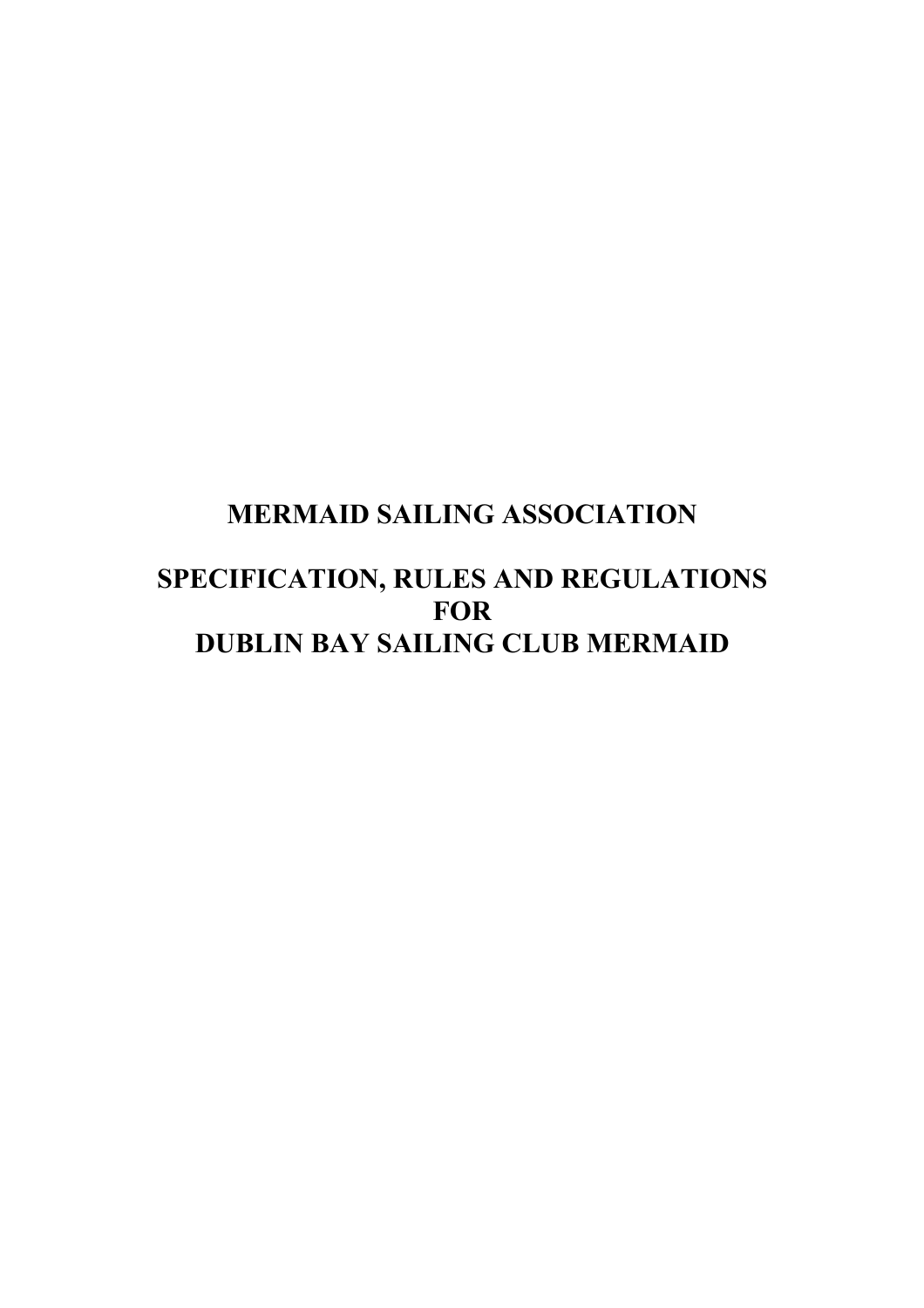# MERMAID SAILING ASSOCIATION

# SPECIFICATION, RULES AND REGULATIONS FOR DUBLIN BAY SAILING CLUB MERMAID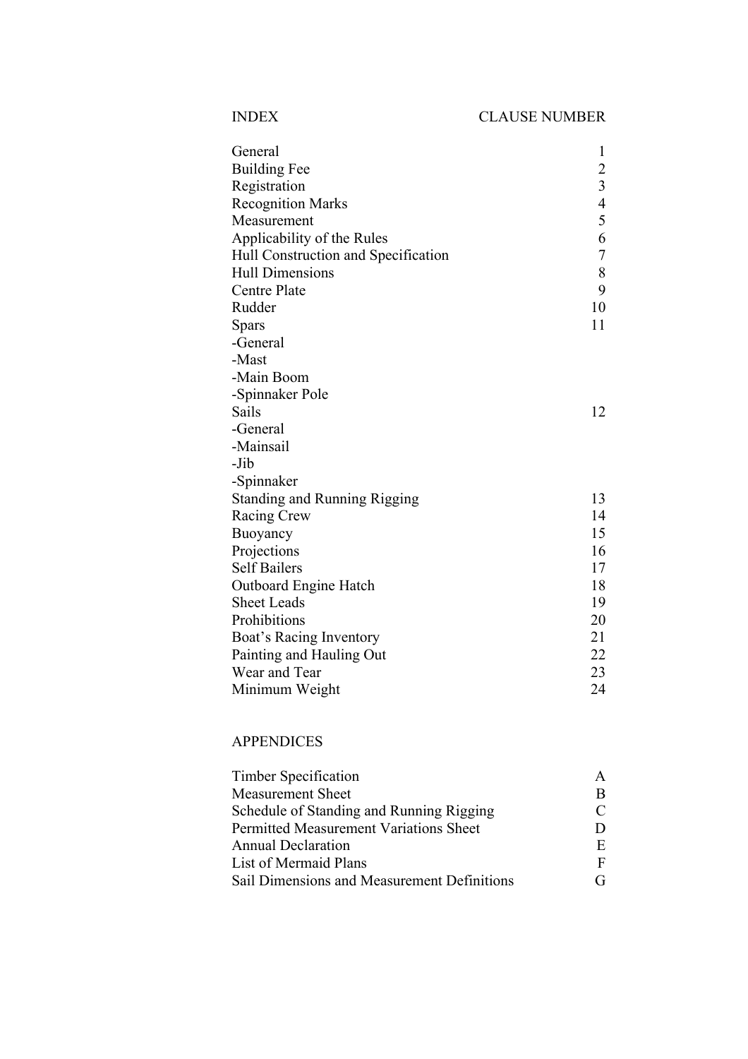| INDEX | CLAUSE NUMBER |
|---|---|
| General | 1 |
| Building Fee | 2 |
| Registration | 3 |
| Recognition Marks | 4 |
| Measurement | 5 |
| Applicability of the Rules | 6 |
| Hull Construction and Specification | 7 |
| Hull Dimensions | 8 |
| Centre Plate | 9 |
| Rudder | 10 |
| Spars | 11 |
| -General | |
| -Mast | |
| -Main Boom | |
| -Spinnaker Pole | |
| Sails | 12 |
| -General | |
| -Mainsail | |
| -Jib | |
| -Spinnaker | |
| Standing and Running Rigging | 13 |
| Racing Crew | 14 |
| Buoyancy | 15 |
| Projections | 16 |
| Self Bailers | 17 |
| Outboard Engine Hatch | 18 |
| Sheet Leads | 19 |
| Prohibitions | 20 |
| Boat's Racing Inventory | 21 |
| Painting and Hauling Out | 22 |
| Wear and Tear | 23 |
| Minimum Weight | 24 |

## APPENDICES

| | |
|---|---|
| Timber Specification | A |
| Measurement Sheet | B |
| Schedule of Standing and Running Rigging | C |
| Permitted Measurement Variations Sheet | D |
| Annual Declaration | E |
| List of Mermaid Plans | F |
| Sail Dimensions and Measurement Definitions | G |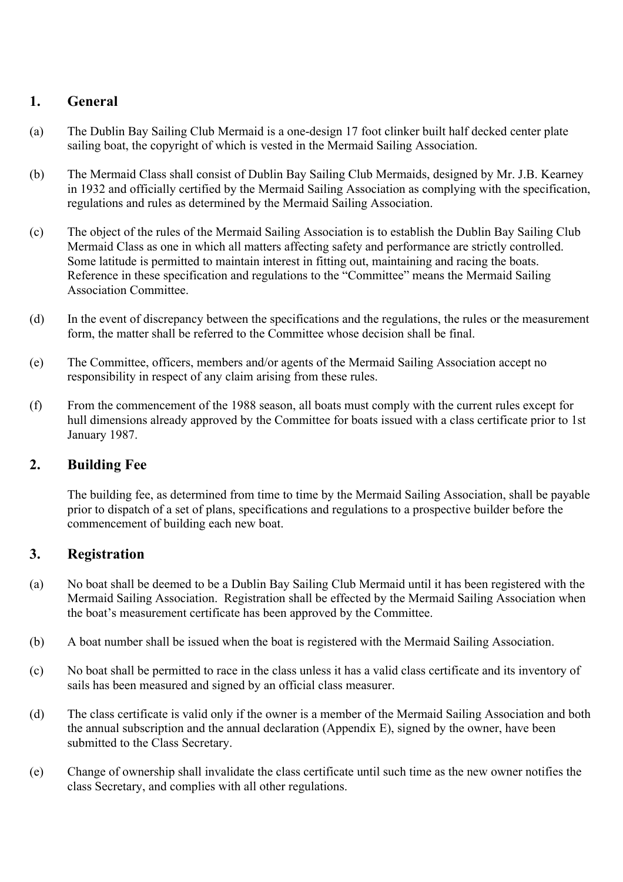## 1. General

(a) The Dublin Bay Sailing Club Mermaid is a one-design 17 foot clinker built half decked center plate sailing boat, the copyright of which is vested in the Mermaid Sailing Association.

(b) The Mermaid Class shall consist of Dublin Bay Sailing Club Mermaids, designed by Mr. J.B. Kearney in 1932 and officially certified by the Mermaid Sailing Association as complying with the specification, regulations and rules as determined by the Mermaid Sailing Association.

(c) The object of the rules of the Mermaid Sailing Association is to establish the Dublin Bay Sailing Club Mermaid Class as one in which all matters affecting safety and performance are strictly controlled. Some latitude is permitted to maintain interest in fitting out, maintaining and racing the boats. Reference in these specification and regulations to the "Committee" means the Mermaid Sailing Association Committee.

(d) In the event of discrepancy between the specifications and the regulations, the rules or the measurement form, the matter shall be referred to the Committee whose decision shall be final.

(e) The Committee, officers, members and/or agents of the Mermaid Sailing Association accept no responsibility in respect of any claim arising from these rules.

(f) From the commencement of the 1988 season, all boats must comply with the current rules except for hull dimensions already approved by the Committee for boats issued with a class certificate prior to 1st January 1987.

## 2. Building Fee

The building fee, as determined from time to time by the Mermaid Sailing Association, shall be payable prior to dispatch of a set of plans, specifications and regulations to a prospective builder before the commencement of building each new boat.

## 3. Registration

(a) No boat shall be deemed to be a Dublin Bay Sailing Club Mermaid until it has been registered with the Mermaid Sailing Association. Registration shall be effected by the Mermaid Sailing Association when the boat's measurement certificate has been approved by the Committee.

(b) A boat number shall be issued when the boat is registered with the Mermaid Sailing Association.

(c) No boat shall be permitted to race in the class unless it has a valid class certificate and its inventory of sails has been measured and signed by an official class measurer.

(d) The class certificate is valid only if the owner is a member of the Mermaid Sailing Association and both the annual subscription and the annual declaration (Appendix E), signed by the owner, have been submitted to the Class Secretary.

(e) Change of ownership shall invalidate the class certificate until such time as the new owner notifies the class Secretary, and complies with all other regulations.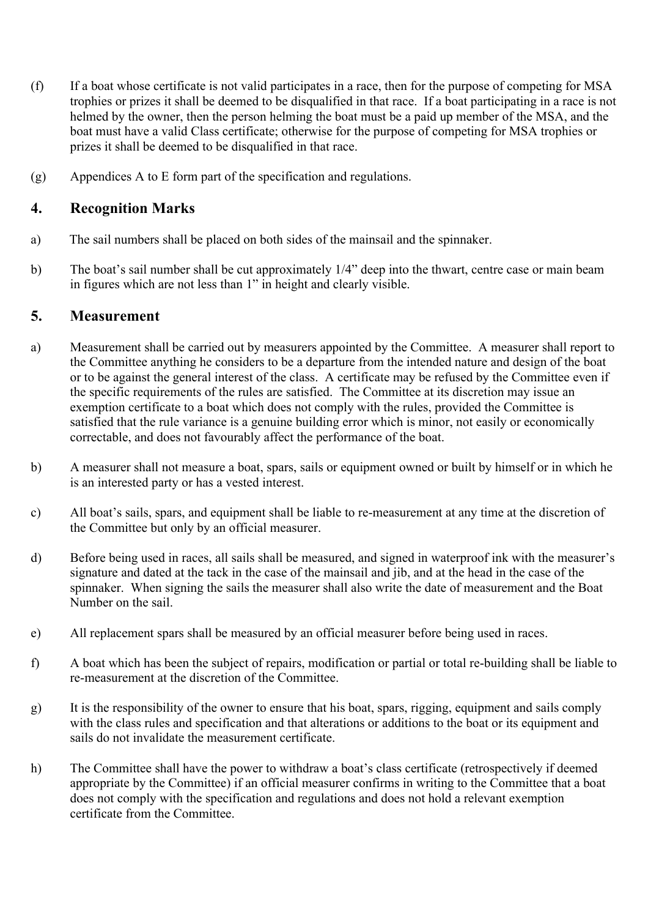(f) If a boat whose certificate is not valid participates in a race, then for the purpose of competing for MSA trophies or prizes it shall be deemed to be disqualified in that race. If a boat participating in a race is not helmed by the owner, then the person helming the boat must be a paid up member of the MSA, and the boat must have a valid Class certificate; otherwise for the purpose of competing for MSA trophies or prizes it shall be deemed to be disqualified in that race.

(g) Appendices A to E form part of the specification and regulations.

## 4. Recognition Marks

a) The sail numbers shall be placed on both sides of the mainsail and the spinnaker.

b) The boat's sail number shall be cut approximately 1/4" deep into the thwart, centre case or main beam in figures which are not less than 1" in height and clearly visible.

## 5. Measurement

a) Measurement shall be carried out by measurers appointed by the Committee. A measurer shall report to the Committee anything he considers to be a departure from the intended nature and design of the boat or to be against the general interest of the class. A certificate may be refused by the Committee even if the specific requirements of the rules are satisfied. The Committee at its discretion may issue an exemption certificate to a boat which does not comply with the rules, provided the Committee is satisfied that the rule variance is a genuine building error which is minor, not easily or economically correctable, and does not favourably affect the performance of the boat.

b) A measurer shall not measure a boat, spars, sails or equipment owned or built by himself or in which he is an interested party or has a vested interest.

c) All boat's sails, spars, and equipment shall be liable to re-measurement at any time at the discretion of the Committee but only by an official measurer.

d) Before being used in races, all sails shall be measured, and signed in waterproof ink with the measurer's signature and dated at the tack in the case of the mainsail and jib, and at the head in the case of the spinnaker. When signing the sails the measurer shall also write the date of measurement and the Boat Number on the sail.

e) All replacement spars shall be measured by an official measurer before being used in races.

f) A boat which has been the subject of repairs, modification or partial or total re-building shall be liable to re-measurement at the discretion of the Committee.

g) It is the responsibility of the owner to ensure that his boat, spars, rigging, equipment and sails comply with the class rules and specification and that alterations or additions to the boat or its equipment and sails do not invalidate the measurement certificate.

h) The Committee shall have the power to withdraw a boat's class certificate (retrospectively if deemed appropriate by the Committee) if an official measurer confirms in writing to the Committee that a boat does not comply with the specification and regulations and does not hold a relevant exemption certificate from the Committee.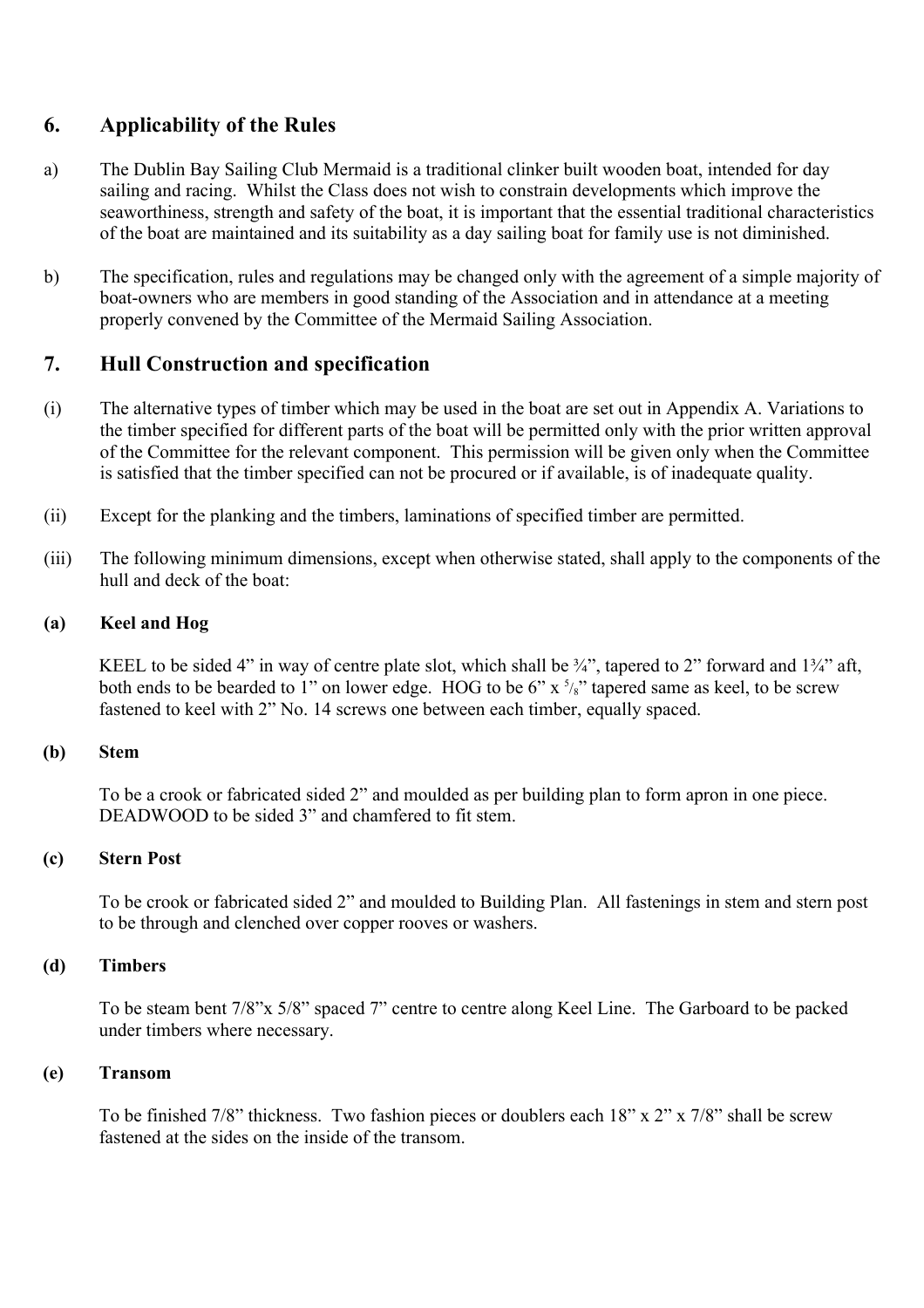## 6. Applicability of the Rules

a) The Dublin Bay Sailing Club Mermaid is a traditional clinker built wooden boat, intended for day sailing and racing. Whilst the Class does not wish to constrain developments which improve the seaworthiness, strength and safety of the boat, it is important that the essential traditional characteristics of the boat are maintained and its suitability as a day sailing boat for family use is not diminished.

b) The specification, rules and regulations may be changed only with the agreement of a simple majority of boat-owners who are members in good standing of the Association and in attendance at a meeting properly convened by the Committee of the Mermaid Sailing Association.

## 7. Hull Construction and specification

(i) The alternative types of timber which may be used in the boat are set out in Appendix A. Variations to the timber specified for different parts of the boat will be permitted only with the prior written approval of the Committee for the relevant component. This permission will be given only when the Committee is satisfied that the timber specified can not be procured or if available, is of inadequate quality.

(ii) Except for the planking and the timbers, laminations of specified timber are permitted.

(iii) The following minimum dimensions, except when otherwise stated, shall apply to the components of the hull and deck of the boat:

**(a) Keel and Hog**

KEEL to be sided 4" in way of centre plate slot, which shall be ¾", tapered to 2" forward and 1¾" aft, both ends to be bearded to 1" on lower edge. HOG to be 6" x ⅝" tapered same as keel, to be screw fastened to keel with 2" No. 14 screws one between each timber, equally spaced.

**(b) Stem**

To be a crook or fabricated sided 2" and moulded as per building plan to form apron in one piece. DEADWOOD to be sided 3" and chamfered to fit stem.

**(c) Stern Post**

To be crook or fabricated sided 2" and moulded to Building Plan. All fastenings in stem and stern post to be through and clenched over copper rooves or washers.

**(d) Timbers**

To be steam bent 7/8"x 5/8" spaced 7" centre to centre along Keel Line. The Garboard to be packed under timbers where necessary.

**(e) Transom**

To be finished 7/8" thickness. Two fashion pieces or doublers each 18" x 2" x 7/8" shall be screw fastened at the sides on the inside of the transom.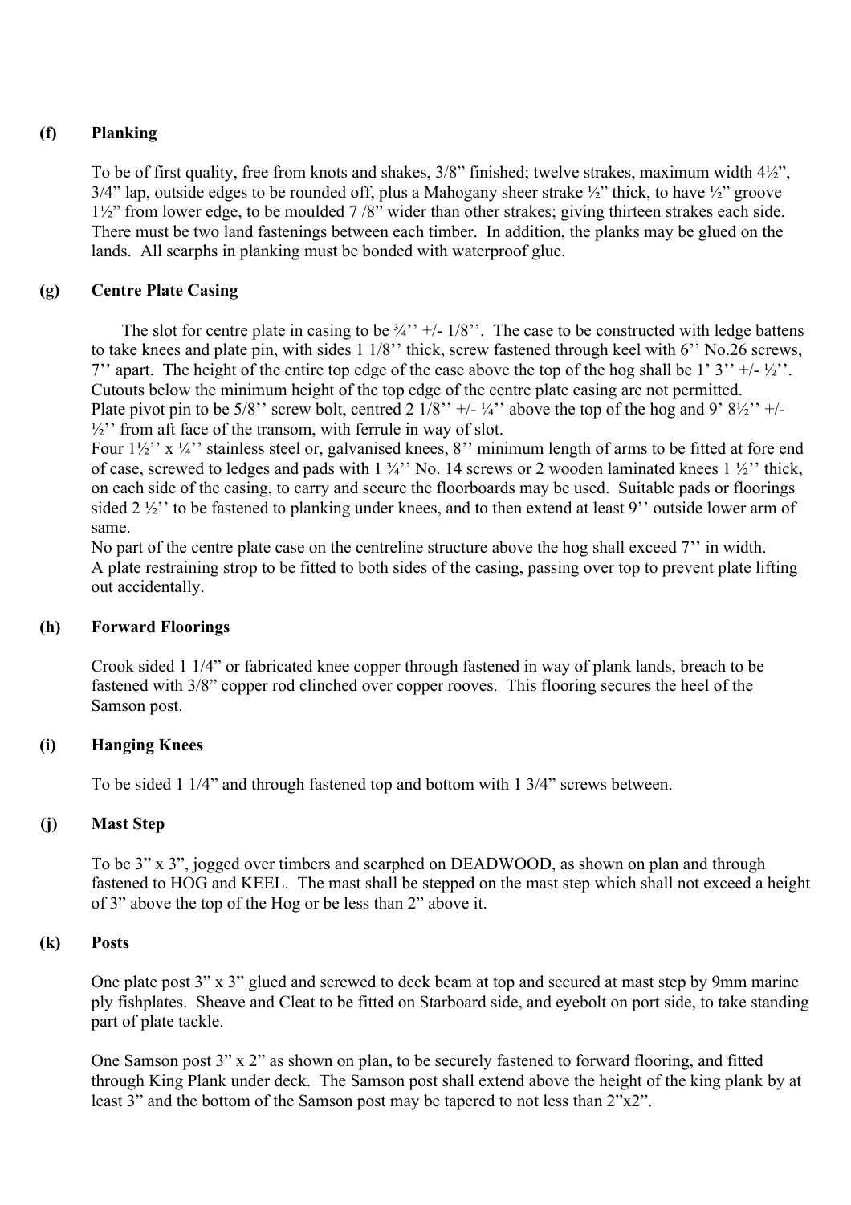### (f) Planking

To be of first quality, free from knots and shakes, 3/8" finished; twelve strakes, maximum width 4½", 3/4" lap, outside edges to be rounded off, plus a Mahogany sheer strake ½" thick, to have ½" groove 1½" from lower edge, to be moulded 7 /8" wider than other strakes; giving thirteen strakes each side. There must be two land fastenings between each timber. In addition, the planks may be glued on the lands. All scarphs in planking must be bonded with waterproof glue.

### (g) Centre Plate Casing

The slot for centre plate in casing to be ¾'' +/- 1/8''. The case to be constructed with ledge battens to take knees and plate pin, with sides 1 1/8'' thick, screw fastened through keel with 6'' No.26 screws, 7'' apart. The height of the entire top edge of the case above the top of the hog shall be 1' 3'' +/- ½''. Cutouts below the minimum height of the top edge of the centre plate casing are not permitted.
Plate pivot pin to be 5/8'' screw bolt, centred 2 1/8'' +/- ¼'' above the top of the hog and 9' 8½'' +/- ½'' from aft face of the transom, with ferrule in way of slot.
Four 1½'' x ¼'' stainless steel or, galvanised knees, 8'' minimum length of arms to be fitted at fore end of case, screwed to ledges and pads with 1 ¾'' No. 14 screws or 2 wooden laminated knees 1 ½'' thick, on each side of the casing, to carry and secure the floorboards may be used. Suitable pads or floorings sided 2 ½'' to be fastened to planking under knees, and to then extend at least 9'' outside lower arm of same.
No part of the centre plate case on the centreline structure above the hog shall exceed 7'' in width.
A plate restraining strop to be fitted to both sides of the casing, passing over top to prevent plate lifting out accidentally.

### (h) Forward Floorings

Crook sided 1 1/4" or fabricated knee copper through fastened in way of plank lands, breach to be fastened with 3/8" copper rod clinched over copper rooves. This flooring secures the heel of the Samson post.

### (i) Hanging Knees

To be sided 1 1/4" and through fastened top and bottom with 1 3/4" screws between.

### (j) Mast Step

To be 3" x 3", jogged over timbers and scarphed on DEADWOOD, as shown on plan and through fastened to HOG and KEEL. The mast shall be stepped on the mast step which shall not exceed a height of 3" above the top of the Hog or be less than 2" above it.

### (k) Posts

One plate post 3" x 3" glued and screwed to deck beam at top and secured at mast step by 9mm marine ply fishplates. Sheave and Cleat to be fitted on Starboard side, and eyebolt on port side, to take standing part of plate tackle.

One Samson post 3" x 2" as shown on plan, to be securely fastened to forward flooring, and fitted through King Plank under deck. The Samson post shall extend above the height of the king plank by at least 3" and the bottom of the Samson post may be tapered to not less than 2"x2".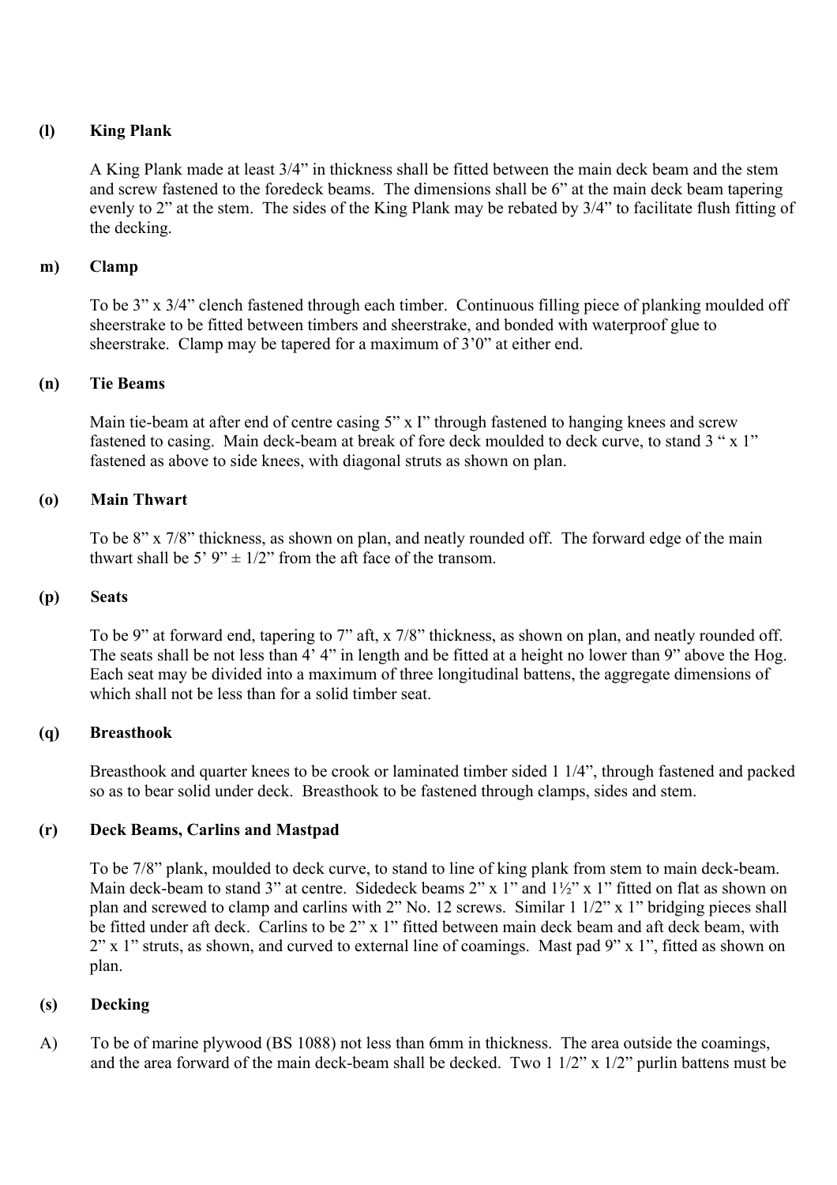**(l) King Plank**

A King Plank made at least 3/4” in thickness shall be fitted between the main deck beam and the stem and screw fastened to the foredeck beams. The dimensions shall be 6” at the main deck beam tapering evenly to 2” at the stem. The sides of the King Plank may be rebated by 3/4” to facilitate flush fitting of the decking.

**m) Clamp**

To be 3” x 3/4” clench fastened through each timber. Continuous filling piece of planking moulded off sheerstrake to be fitted between timbers and sheerstrake, and bonded with waterproof glue to sheerstrake. Clamp may be tapered for a maximum of 3’0” at either end.

**(n) Tie Beams**

Main tie-beam at after end of centre casing 5” x I” through fastened to hanging knees and screw fastened to casing. Main deck-beam at break of fore deck moulded to deck curve, to stand 3 “ x 1” fastened as above to side knees, with diagonal struts as shown on plan.

**(o) Main Thwart**

To be 8” x 7/8” thickness, as shown on plan, and neatly rounded off. The forward edge of the main thwart shall be 5’ 9” ± 1/2” from the aft face of the transom.

**(p) Seats**

To be 9” at forward end, tapering to 7” aft, x 7/8” thickness, as shown on plan, and neatly rounded off. The seats shall be not less than 4’ 4” in length and be fitted at a height no lower than 9” above the Hog. Each seat may be divided into a maximum of three longitudinal battens, the aggregate dimensions of which shall not be less than for a solid timber seat.

**(q) Breasthook**

Breasthook and quarter knees to be crook or laminated timber sided 1 1/4”, through fastened and packed so as to bear solid under deck. Breasthook to be fastened through clamps, sides and stem.

**(r) Deck Beams, Carlins and Mastpad**

To be 7/8” plank, moulded to deck curve, to stand to line of king plank from stem to main deck-beam. Main deck-beam to stand 3” at centre. Sidedeck beams 2” x 1” and 1½” x 1” fitted on flat as shown on plan and screwed to clamp and carlins with 2” No. 12 screws. Similar 1 1/2” x 1” bridging pieces shall be fitted under aft deck. Carlins to be 2” x 1” fitted between main deck beam and aft deck beam, with 2” x 1” struts, as shown, and curved to external line of coamings. Mast pad 9” x 1”, fitted as shown on plan.

**(s) Decking**

A) To be of marine plywood (BS 1088) not less than 6mm in thickness. The area outside the coamings, and the area forward of the main deck-beam shall be decked. Two 1 1/2” x 1/2” purlin battens must be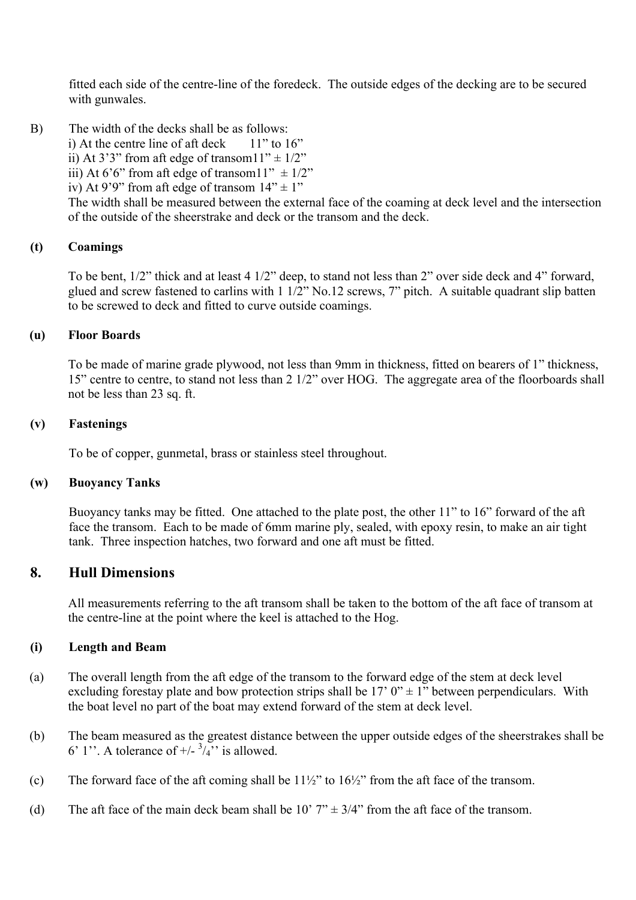fitted each side of the centre-line of the foredeck. The outside edges of the decking are to be secured with gunwales.

B) The width of the decks shall be as follows:
i) At the centre line of aft deck 11" to 16"
ii) At 3'3" from aft edge of transom11" ± 1/2"
iii) At 6'6" from aft edge of transom11" ± 1/2"
iv) At 9'9" from aft edge of transom 14" ± 1"
The width shall be measured between the external face of the coaming at deck level and the intersection of the outside of the sheerstrake and deck or the transom and the deck.

**(t) Coamings**

To be bent, 1/2" thick and at least 4 1/2" deep, to stand not less than 2" over side deck and 4" forward, glued and screw fastened to carlins with 1 1/2" No.12 screws, 7" pitch. A suitable quadrant slip batten to be screwed to deck and fitted to curve outside coamings.

**(u) Floor Boards**

To be made of marine grade plywood, not less than 9mm in thickness, fitted on bearers of 1" thickness, 15" centre to centre, to stand not less than 2 1/2" over HOG. The aggregate area of the floorboards shall not be less than 23 sq. ft.

**(v) Fastenings**

To be of copper, gunmetal, brass or stainless steel throughout.

**(w) Buoyancy Tanks**

Buoyancy tanks may be fitted. One attached to the plate post, the other 11" to 16" forward of the aft face the transom. Each to be made of 6mm marine ply, sealed, with epoxy resin, to make an air tight tank. Three inspection hatches, two forward and one aft must be fitted.

## 8. Hull Dimensions

All measurements referring to the aft transom shall be taken to the bottom of the aft face of transom at the centre-line at the point where the keel is attached to the Hog.

**(i) Length and Beam**

(a) The overall length from the aft edge of the transom to the forward edge of the stem at deck level excluding forestay plate and bow protection strips shall be 17' 0" ± 1" between perpendiculars. With the boat level no part of the boat may extend forward of the stem at deck level.

(b) The beam measured as the greatest distance between the upper outside edges of the sheerstrakes shall be 6' 1''. A tolerance of +/- ¾'' is allowed.

(c) The forward face of the aft coming shall be 11½" to 16½" from the aft face of the transom.

(d) The aft face of the main deck beam shall be 10' 7" ± 3/4" from the aft face of the transom.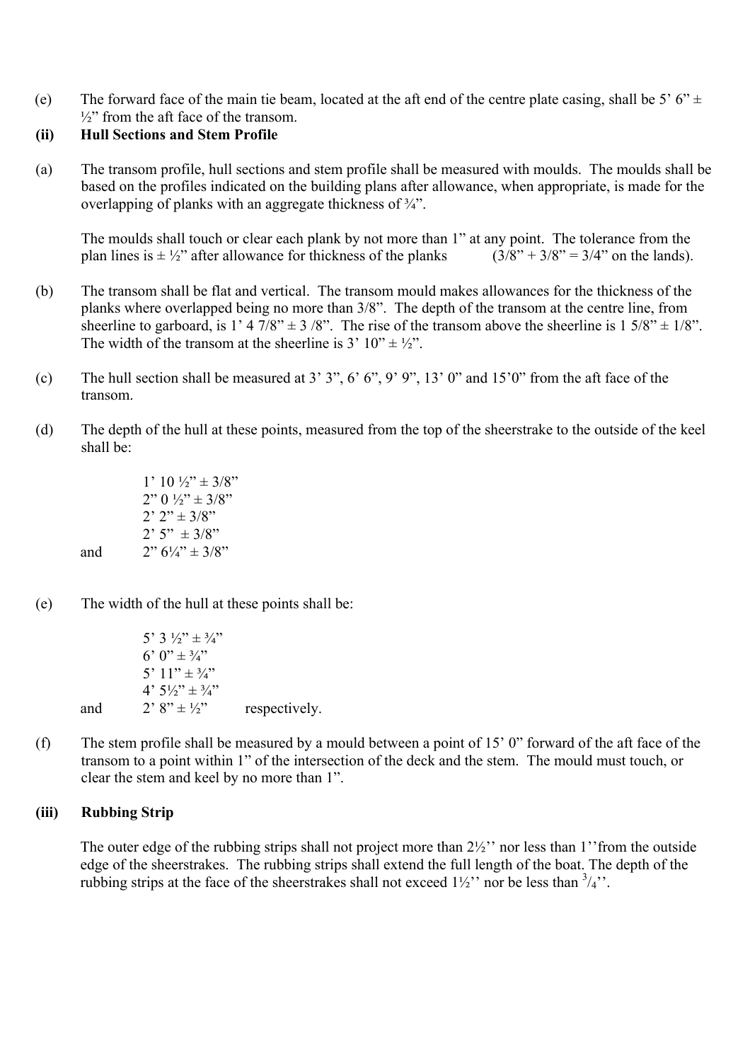(e) The forward face of the main tie beam, located at the aft end of the centre plate casing, shall be 5' 6" ± ½" from the aft face of the transom.

**(ii) Hull Sections and Stem Profile**

(a) The transom profile, hull sections and stem profile shall be measured with moulds. The moulds shall be based on the profiles indicated on the building plans after allowance, when appropriate, is made for the overlapping of planks with an aggregate thickness of ¾".

The moulds shall touch or clear each plank by not more than 1" at any point. The tolerance from the plan lines is ± ½" after allowance for thickness of the planks (3/8" + 3/8" = 3/4" on the lands).

(b) The transom shall be flat and vertical. The transom mould makes allowances for the thickness of the planks where overlapped being no more than 3/8". The depth of the transom at the centre line, from sheerline to garboard, is 1' 4 7/8" ± 3 /8". The rise of the transom above the sheerline is 1 5/8" ± 1/8". The width of the transom at the sheerline is 3' 10" ± ½".

(c) The hull section shall be measured at 3' 3", 6' 6", 9' 9", 13' 0" and 15'0" from the aft face of the transom.

(d) The depth of the hull at these points, measured from the top of the sheerstrake to the outside of the keel shall be:

1' 10 ½" ± 3/8"
2" 0 ½" ± 3/8"
2' 2" ± 3/8"
2' 5" ± 3/8"
and 2" 6¼" ± 3/8"

(e) The width of the hull at these points shall be:

5' 3 ½" ± ¾"
6' 0" ± ¾"
5' 11" ± ¾"
4' 5½" ± ¾"
and 2' 8" ± ½" respectively.

(f) The stem profile shall be measured by a mould between a point of 15' 0" forward of the aft face of the transom to a point within 1" of the intersection of the deck and the stem. The mould must touch, or clear the stem and keel by no more than 1".

**(iii) Rubbing Strip**

The outer edge of the rubbing strips shall not project more than 2½'' nor less than 1''from the outside edge of the sheerstrakes. The rubbing strips shall extend the full length of the boat. The depth of the rubbing strips at the face of the sheerstrakes shall not exceed 1½'' nor be less than ¾''.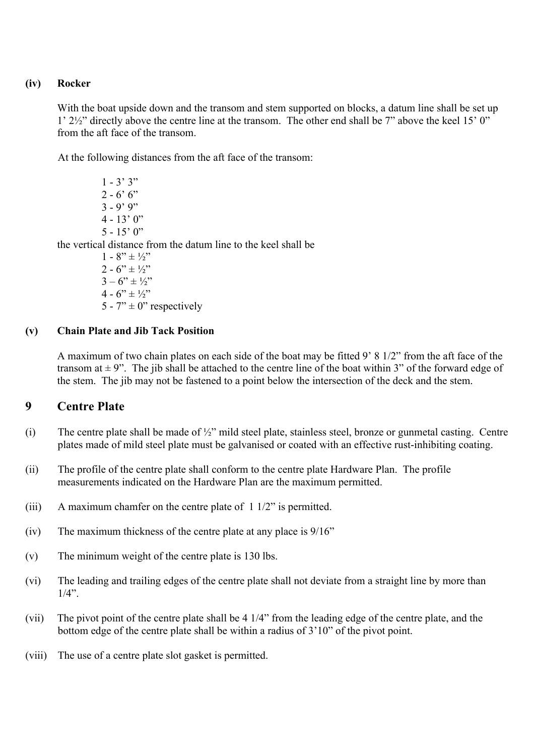**(iv) Rocker**

With the boat upside down and the transom and stem supported on blocks, a datum line shall be set up 1' 2½" directly above the centre line at the transom. The other end shall be 7" above the keel 15' 0" from the aft face of the transom.

At the following distances from the aft face of the transom:

1 - 3' 3"
2 - 6' 6"
3 - 9' 9"
4 - 13' 0"
5 - 15' 0"

the vertical distance from the datum line to the keel shall be

1 - 8" ± ½"
2 - 6" ± ½"
3 – 6" ± ½"
4 - 6" ± ½"
5 - 7" ± 0" respectively

**(v) Chain Plate and Jib Tack Position**

A maximum of two chain plates on each side of the boat may be fitted 9' 8 1/2" from the aft face of the transom at ± 9". The jib shall be attached to the centre line of the boat within 3" of the forward edge of the stem. The jib may not be fastened to a point below the intersection of the deck and the stem.

## 9 Centre Plate

(i) The centre plate shall be made of ½" mild steel plate, stainless steel, bronze or gunmetal casting. Centre plates made of mild steel plate must be galvanised or coated with an effective rust-inhibiting coating.

(ii) The profile of the centre plate shall conform to the centre plate Hardware Plan. The profile measurements indicated on the Hardware Plan are the maximum permitted.

(iii) A maximum chamfer on the centre plate of 1 1/2" is permitted.

(iv) The maximum thickness of the centre plate at any place is 9/16"

(v) The minimum weight of the centre plate is 130 lbs.

(vi) The leading and trailing edges of the centre plate shall not deviate from a straight line by more than 1/4".

(vii) The pivot point of the centre plate shall be 4 1/4" from the leading edge of the centre plate, and the bottom edge of the centre plate shall be within a radius of 3'10" of the pivot point.

(viii) The use of a centre plate slot gasket is permitted.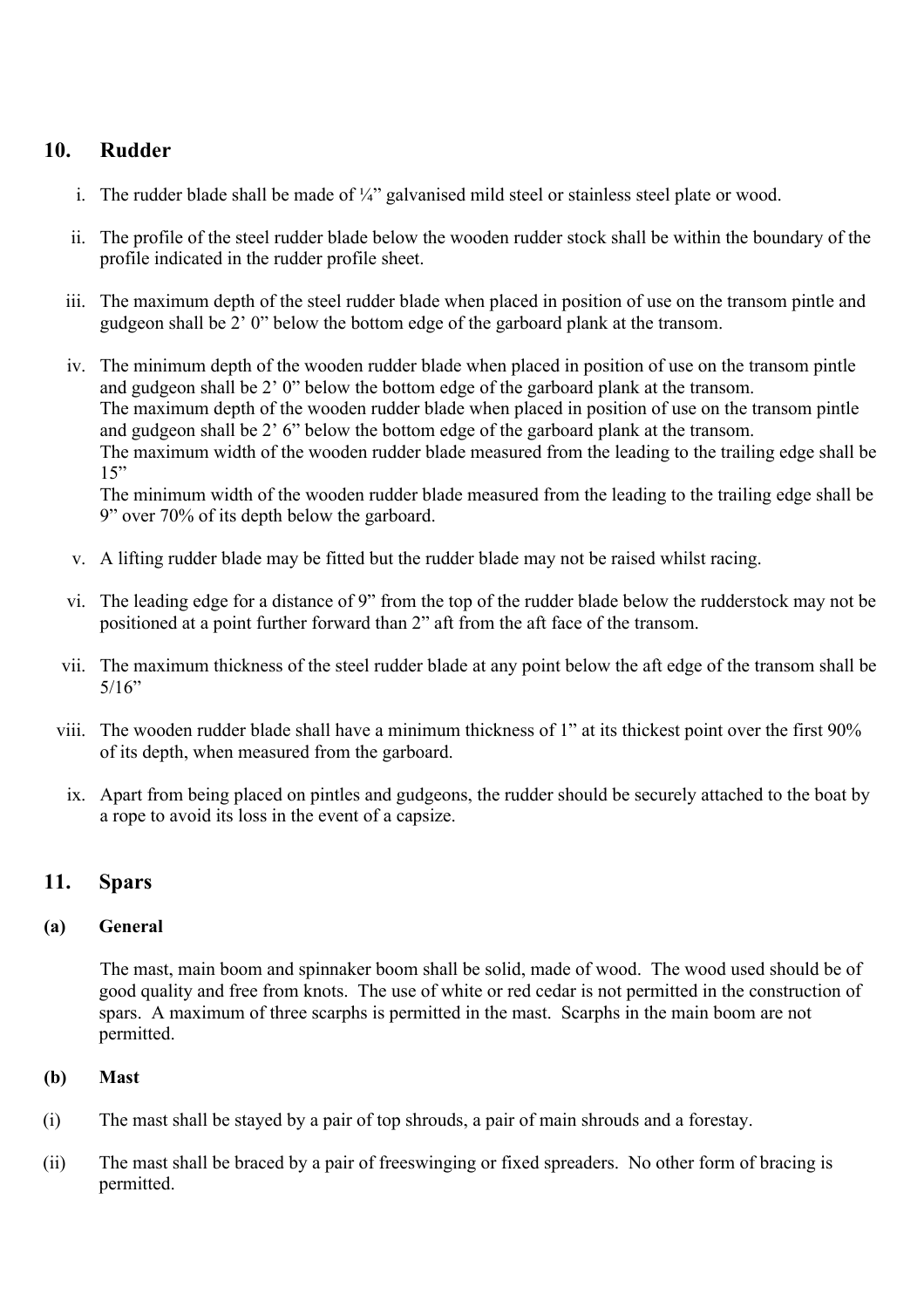## 10. Rudder

i. The rudder blade shall be made of ¼" galvanised mild steel or stainless steel plate or wood.

ii. The profile of the steel rudder blade below the wooden rudder stock shall be within the boundary of the profile indicated in the rudder profile sheet.

iii. The maximum depth of the steel rudder blade when placed in position of use on the transom pintle and gudgeon shall be 2' 0" below the bottom edge of the garboard plank at the transom.

iv. The minimum depth of the wooden rudder blade when placed in position of use on the transom pintle and gudgeon shall be 2' 0" below the bottom edge of the garboard plank at the transom.
The maximum depth of the wooden rudder blade when placed in position of use on the transom pintle and gudgeon shall be 2' 6" below the bottom edge of the garboard plank at the transom.
The maximum width of the wooden rudder blade measured from the leading to the trailing edge shall be 15"
The minimum width of the wooden rudder blade measured from the leading to the trailing edge shall be 9" over 70% of its depth below the garboard.

v. A lifting rudder blade may be fitted but the rudder blade may not be raised whilst racing.

vi. The leading edge for a distance of 9" from the top of the rudder blade below the rudderstock may not be positioned at a point further forward than 2" aft from the aft face of the transom.

vii. The maximum thickness of the steel rudder blade at any point below the aft edge of the transom shall be 5/16"

viii. The wooden rudder blade shall have a minimum thickness of 1" at its thickest point over the first 90% of its depth, when measured from the garboard.

ix. Apart from being placed on pintles and gudgeons, the rudder should be securely attached to the boat by a rope to avoid its loss in the event of a capsize.

## 11. Spars

### (a) General

The mast, main boom and spinnaker boom shall be solid, made of wood. The wood used should be of good quality and free from knots. The use of white or red cedar is not permitted in the construction of spars. A maximum of three scarphs is permitted in the mast. Scarphs in the main boom are not permitted.

### (b) Mast

(i) The mast shall be stayed by a pair of top shrouds, a pair of main shrouds and a forestay.

(ii) The mast shall be braced by a pair of freeswinging or fixed spreaders. No other form of bracing is permitted.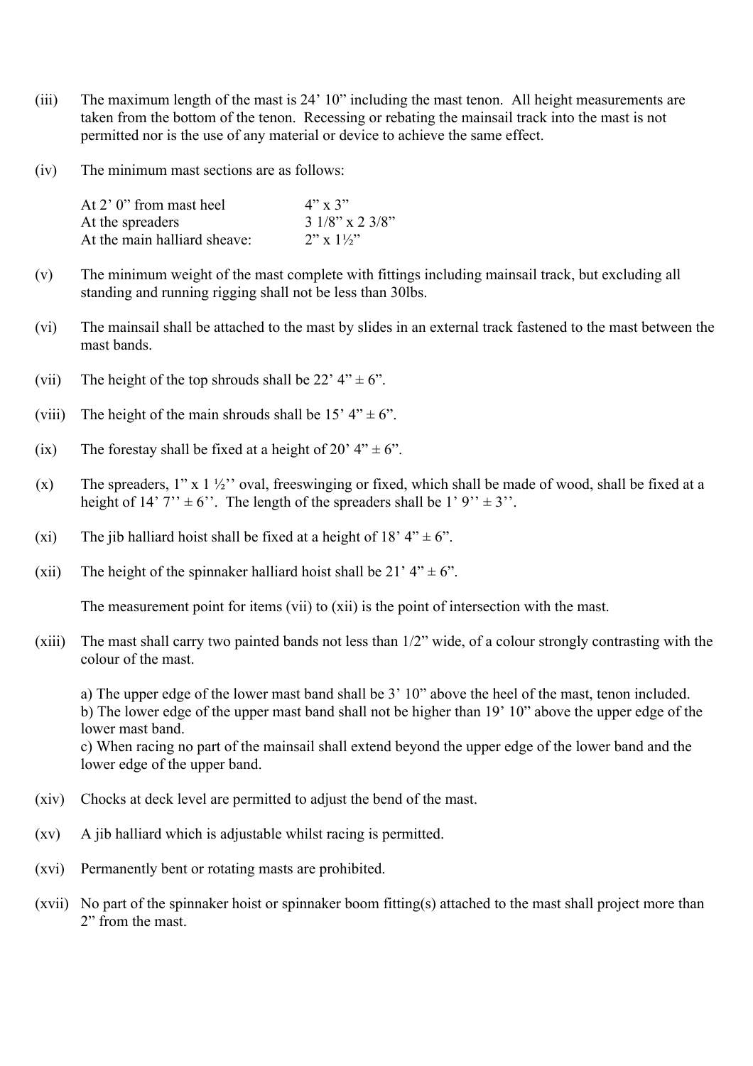(iii) The maximum length of the mast is 24' 10" including the mast tenon. All height measurements are taken from the bottom of the tenon. Recessing or rebating the mainsail track into the mast is not permitted nor is the use of any material or device to achieve the same effect.

(iv) The minimum mast sections are as follows:

| | |
|---|---|
| At 2' 0" from mast heel | 4" x 3" |
| At the spreaders | 3 1/8" x 2 3/8" |
| At the main halliard sheave: | 2" x 1½" |

(v) The minimum weight of the mast complete with fittings including mainsail track, but excluding all standing and running rigging shall not be less than 30lbs.

(vi) The mainsail shall be attached to the mast by slides in an external track fastened to the mast between the mast bands.

(vii) The height of the top shrouds shall be 22' 4" ± 6".

(viii) The height of the main shrouds shall be 15' 4" ± 6".

(ix) The forestay shall be fixed at a height of 20' 4" ± 6".

(x) The spreaders, 1" x 1 ½'' oval, freeswinging or fixed, which shall be made of wood, shall be fixed at a height of 14' 7'' ± 6''. The length of the spreaders shall be 1' 9'' ± 3''.

(xi) The jib halliard hoist shall be fixed at a height of 18' 4" ± 6".

(xii) The height of the spinnaker halliard hoist shall be 21' 4" ± 6".

The measurement point for items (vii) to (xii) is the point of intersection with the mast.

(xiii) The mast shall carry two painted bands not less than 1/2" wide, of a colour strongly contrasting with the colour of the mast.

a) The upper edge of the lower mast band shall be 3' 10" above the heel of the mast, tenon included.
b) The lower edge of the upper mast band shall not be higher than 19' 10" above the upper edge of the lower mast band.
c) When racing no part of the mainsail shall extend beyond the upper edge of the lower band and the lower edge of the upper band.

(xiv) Chocks at deck level are permitted to adjust the bend of the mast.

(xv) A jib halliard which is adjustable whilst racing is permitted.

(xvi) Permanently bent or rotating masts are prohibited.

(xvii) No part of the spinnaker hoist or spinnaker boom fitting(s) attached to the mast shall project more than 2" from the mast.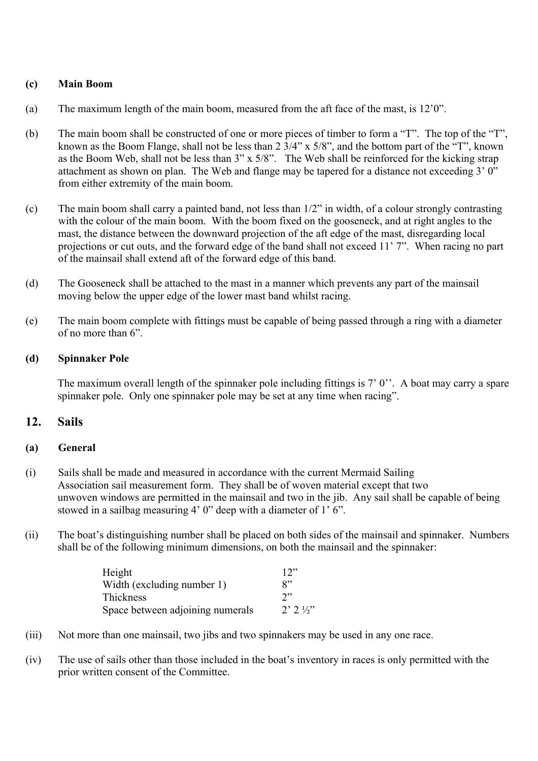**(c) Main Boom**

(a) The maximum length of the main boom, measured from the aft face of the mast, is 12'0".

(b) The main boom shall be constructed of one or more pieces of timber to form a "T". The top of the "T", known as the Boom Flange, shall not be less than 2 3/4" x 5/8", and the bottom part of the "T", known as the Boom Web, shall not be less than 3" x 5/8". The Web shall be reinforced for the kicking strap attachment as shown on plan. The Web and flange may be tapered for a distance not exceeding 3' 0" from either extremity of the main boom.

(c) The main boom shall carry a painted band, not less than 1/2" in width, of a colour strongly contrasting with the colour of the main boom. With the boom fixed on the gooseneck, and at right angles to the mast, the distance between the downward projection of the aft edge of the mast, disregarding local projections or cut outs, and the forward edge of the band shall not exceed 11' 7". When racing no part of the mainsail shall extend aft of the forward edge of this band.

(d) The Gooseneck shall be attached to the mast in a manner which prevents any part of the mainsail moving below the upper edge of the lower mast band whilst racing.

(e) The main boom complete with fittings must be capable of being passed through a ring with a diameter of no more than 6".

**(d) Spinnaker Pole**

The maximum overall length of the spinnaker pole including fittings is 7' 0''. A boat may carry a spare spinnaker pole. Only one spinnaker pole may be set at any time when racing".

## 12. Sails

**(a) General**

(i) Sails shall be made and measured in accordance with the current Mermaid Sailing Association sail measurement form. They shall be of woven material except that two unwoven windows are permitted in the mainsail and two in the jib. Any sail shall be capable of being stowed in a sailbag measuring 4' 0" deep with a diameter of 1' 6".

(ii) The boat's distinguishing number shall be placed on both sides of the mainsail and spinnaker. Numbers shall be of the following minimum dimensions, on both the mainsail and the spinnaker:

| | |
|---|---|
| Height | 12" |
| Width (excluding number 1) | 8" |
| Thickness | 2" |
| Space between adjoining numerals | 2' 2 ½" |

(iii) Not more than one mainsail, two jibs and two spinnakers may be used in any one race.

(iv) The use of sails other than those included in the boat's inventory in races is only permitted with the prior written consent of the Committee.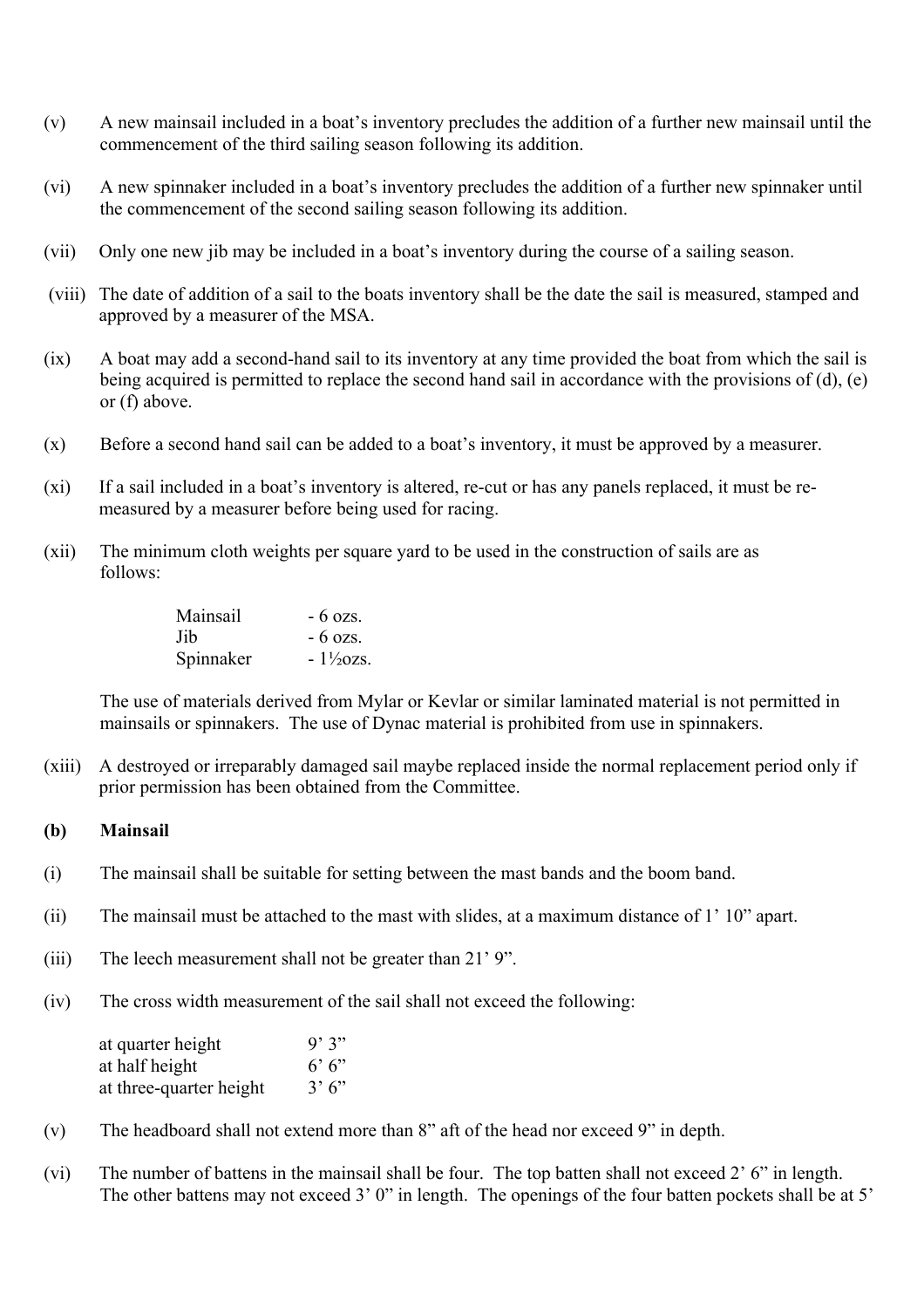(v) A new mainsail included in a boat's inventory precludes the addition of a further new mainsail until the commencement of the third sailing season following its addition.

(vi) A new spinnaker included in a boat's inventory precludes the addition of a further new spinnaker until the commencement of the second sailing season following its addition.

(vii) Only one new jib may be included in a boat's inventory during the course of a sailing season.

(viii) The date of addition of a sail to the boats inventory shall be the date the sail is measured, stamped and approved by a measurer of the MSA.

(ix) A boat may add a second-hand sail to its inventory at any time provided the boat from which the sail is being acquired is permitted to replace the second hand sail in accordance with the provisions of (d), (e) or (f) above.

(x) Before a second hand sail can be added to a boat's inventory, it must be approved by a measurer.

(xi) If a sail included in a boat's inventory is altered, re-cut or has any panels replaced, it must be re-measured by a measurer before being used for racing.

(xii) The minimum cloth weights per square yard to be used in the construction of sails are as follows:

| | |
|---|---|
| Mainsail | - 6 ozs. |
| Jib | - 6 ozs. |
| Spinnaker | - 1½ozs. |

The use of materials derived from Mylar or Kevlar or similar laminated material is not permitted in mainsails or spinnakers. The use of Dynac material is prohibited from use in spinnakers.

(xiii) A destroyed or irreparably damaged sail maybe replaced inside the normal replacement period only if prior permission has been obtained from the Committee.

**(b) Mainsail**

(i) The mainsail shall be suitable for setting between the mast bands and the boom band.

(ii) The mainsail must be attached to the mast with slides, at a maximum distance of 1' 10" apart.

(iii) The leech measurement shall not be greater than 21' 9".

(iv) The cross width measurement of the sail shall not exceed the following:

| | |
|---|---|
| at quarter height | 9' 3" |
| at half height | 6' 6" |
| at three-quarter height | 3' 6" |

(v) The headboard shall not extend more than 8" aft of the head nor exceed 9" in depth.

(vi) The number of battens in the mainsail shall be four. The top batten shall not exceed 2' 6" in length. The other battens may not exceed 3' 0" in length. The openings of the four batten pockets shall be at 5'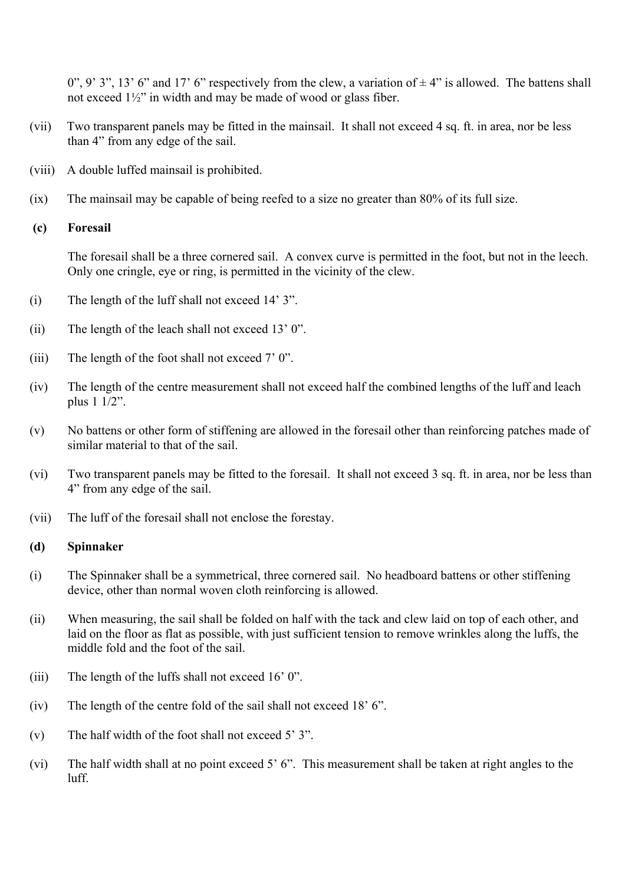0", 9' 3", 13' 6" and 17' 6" respectively from the clew, a variation of ± 4" is allowed. The battens shall not exceed 1½" in width and may be made of wood or glass fiber.

(vii) Two transparent panels may be fitted in the mainsail. It shall not exceed 4 sq. ft. in area, nor be less than 4" from any edge of the sail.

(viii) A double luffed mainsail is prohibited.

(ix) The mainsail may be capable of being reefed to a size no greater than 80% of its full size.

**(c) Foresail**

The foresail shall be a three cornered sail. A convex curve is permitted in the foot, but not in the leech. Only one cringle, eye or ring, is permitted in the vicinity of the clew.

(i) The length of the luff shall not exceed 14' 3".

(ii) The length of the leach shall not exceed 13' 0".

(iii) The length of the foot shall not exceed 7' 0".

(iv) The length of the centre measurement shall not exceed half the combined lengths of the luff and leach plus 1 1/2".

(v) No battens or other form of stiffening are allowed in the foresail other than reinforcing patches made of similar material to that of the sail.

(vi) Two transparent panels may be fitted to the foresail. It shall not exceed 3 sq. ft. in area, nor be less than 4" from any edge of the sail.

(vii) The luff of the foresail shall not enclose the forestay.

**(d) Spinnaker**

(i) The Spinnaker shall be a symmetrical, three cornered sail. No headboard battens or other stiffening device, other than normal woven cloth reinforcing is allowed.

(ii) When measuring, the sail shall be folded on half with the tack and clew laid on top of each other, and laid on the floor as flat as possible, with just sufficient tension to remove wrinkles along the luffs, the middle fold and the foot of the sail.

(iii) The length of the luffs shall not exceed 16' 0".

(iv) The length of the centre fold of the sail shall not exceed 18' 6".

(v) The half width of the foot shall not exceed 5' 3".

(vi) The half width shall at no point exceed 5' 6". This measurement shall be taken at right angles to the luff.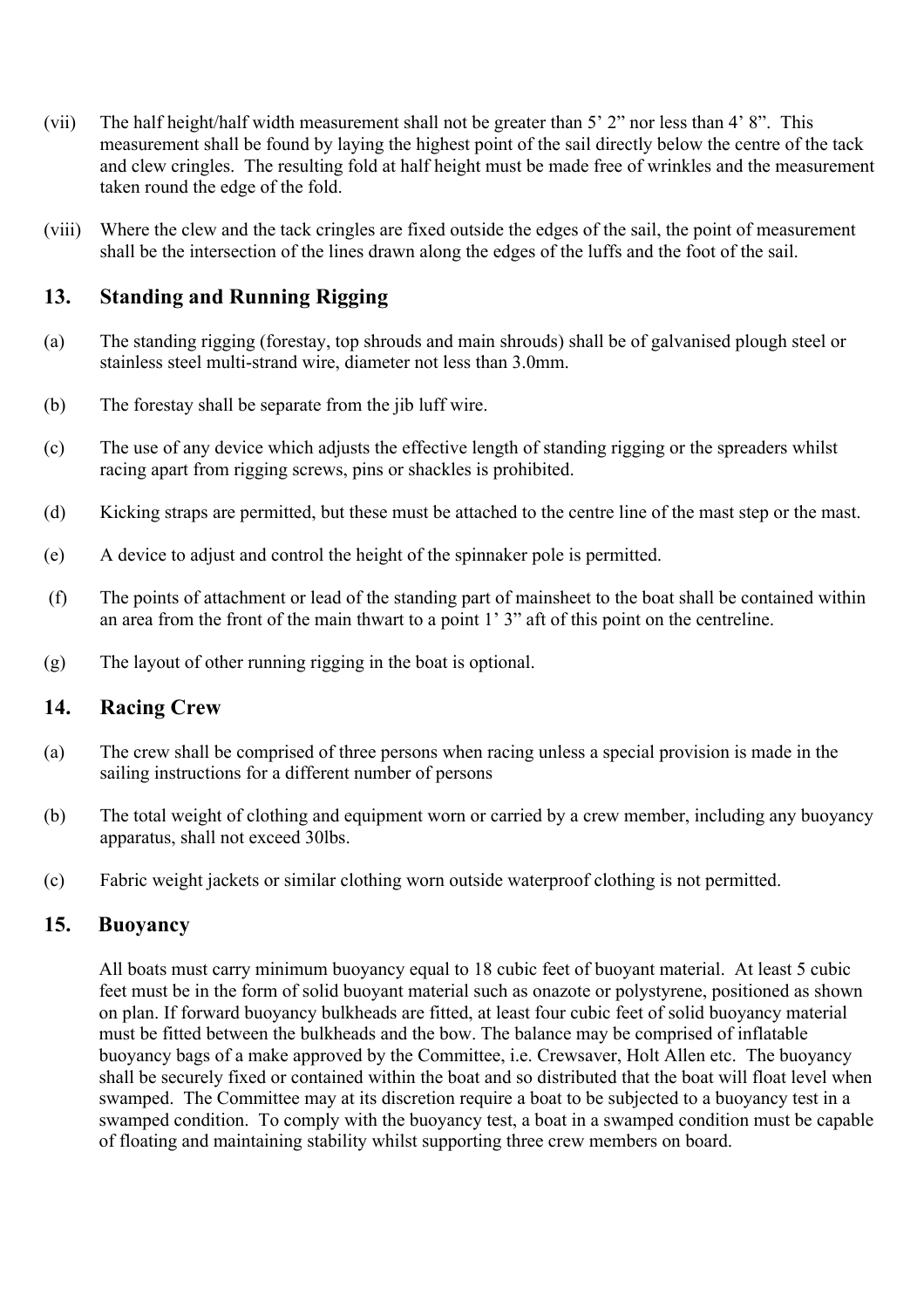(vii) The half height/half width measurement shall not be greater than 5' 2" nor less than 4' 8". This measurement shall be found by laying the highest point of the sail directly below the centre of the tack and clew cringles. The resulting fold at half height must be made free of wrinkles and the measurement taken round the edge of the fold.

(viii) Where the clew and the tack cringles are fixed outside the edges of the sail, the point of measurement shall be the intersection of the lines drawn along the edges of the luffs and the foot of the sail.

## 13. Standing and Running Rigging

(a) The standing rigging (forestay, top shrouds and main shrouds) shall be of galvanised plough steel or stainless steel multi-strand wire, diameter not less than 3.0mm.

(b) The forestay shall be separate from the jib luff wire.

(c) The use of any device which adjusts the effective length of standing rigging or the spreaders whilst racing apart from rigging screws, pins or shackles is prohibited.

(d) Kicking straps are permitted, but these must be attached to the centre line of the mast step or the mast.

(e) A device to adjust and control the height of the spinnaker pole is permitted.

(f) The points of attachment or lead of the standing part of mainsheet to the boat shall be contained within an area from the front of the main thwart to a point 1' 3" aft of this point on the centreline.

(g) The layout of other running rigging in the boat is optional.

## 14. Racing Crew

(a) The crew shall be comprised of three persons when racing unless a special provision is made in the sailing instructions for a different number of persons

(b) The total weight of clothing and equipment worn or carried by a crew member, including any buoyancy apparatus, shall not exceed 30lbs.

(c) Fabric weight jackets or similar clothing worn outside waterproof clothing is not permitted.

## 15. Buoyancy

All boats must carry minimum buoyancy equal to 18 cubic feet of buoyant material. At least 5 cubic feet must be in the form of solid buoyant material such as onazote or polystyrene, positioned as shown on plan. If forward buoyancy bulkheads are fitted, at least four cubic feet of solid buoyancy material must be fitted between the bulkheads and the bow. The balance may be comprised of inflatable buoyancy bags of a make approved by the Committee, i.e. Crewsaver, Holt Allen etc. The buoyancy shall be securely fixed or contained within the boat and so distributed that the boat will float level when swamped. The Committee may at its discretion require a boat to be subjected to a buoyancy test in a swamped condition. To comply with the buoyancy test, a boat in a swamped condition must be capable of floating and maintaining stability whilst supporting three crew members on board.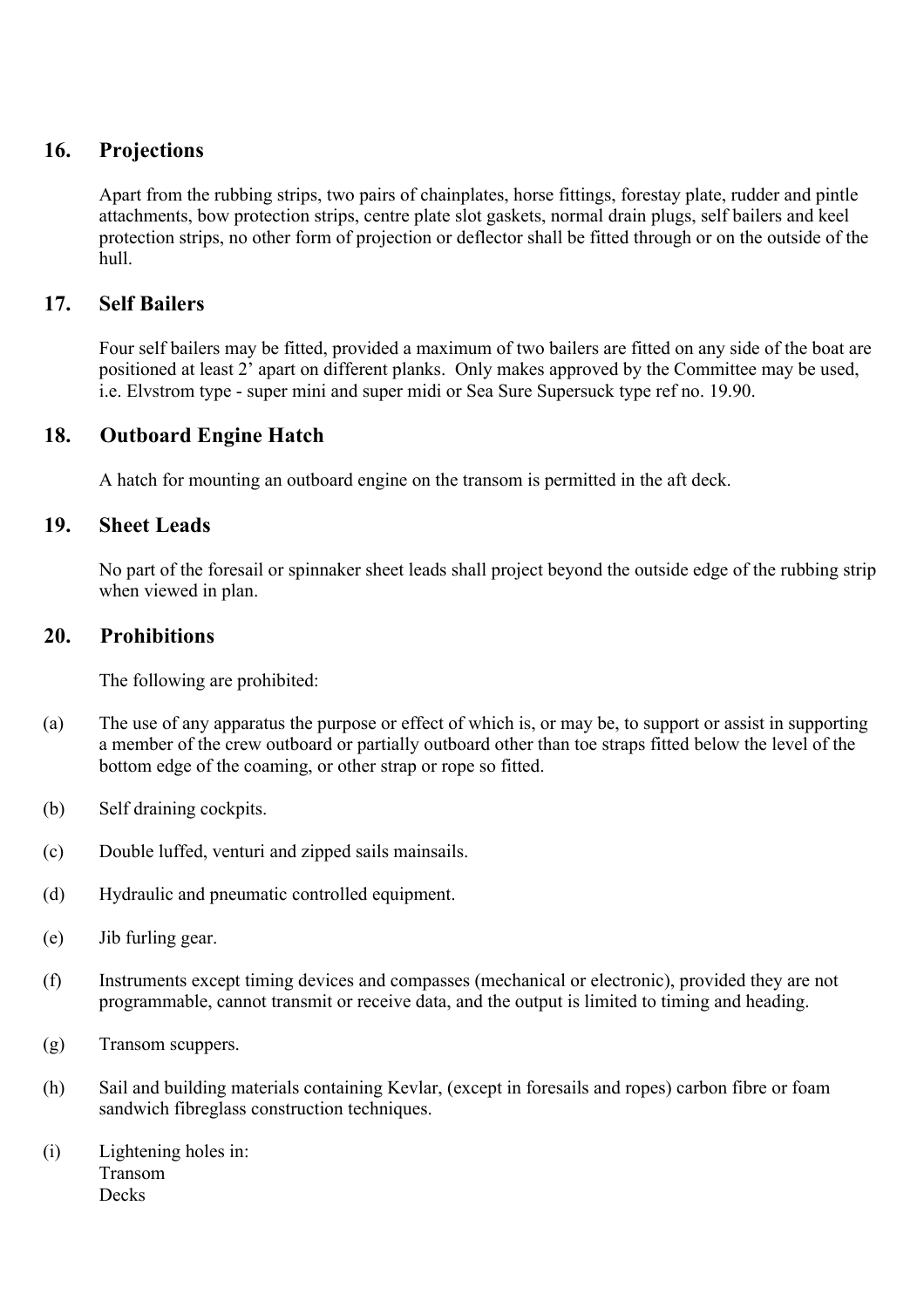## 16. Projections

Apart from the rubbing strips, two pairs of chainplates, horse fittings, forestay plate, rudder and pintle attachments, bow protection strips, centre plate slot gaskets, normal drain plugs, self bailers and keel protection strips, no other form of projection or deflector shall be fitted through or on the outside of the hull.

## 17. Self Bailers

Four self bailers may be fitted, provided a maximum of two bailers are fitted on any side of the boat are positioned at least 2' apart on different planks. Only makes approved by the Committee may be used, i.e. Elvstrom type - super mini and super midi or Sea Sure Supersuck type ref no. 19.90.

## 18. Outboard Engine Hatch

A hatch for mounting an outboard engine on the transom is permitted in the aft deck.

## 19. Sheet Leads

No part of the foresail or spinnaker sheet leads shall project beyond the outside edge of the rubbing strip when viewed in plan.

## 20. Prohibitions

The following are prohibited:

(a) The use of any apparatus the purpose or effect of which is, or may be, to support or assist in supporting a member of the crew outboard or partially outboard other than toe straps fitted below the level of the bottom edge of the coaming, or other strap or rope so fitted.

(b) Self draining cockpits.

(c) Double luffed, venturi and zipped sails mainsails.

(d) Hydraulic and pneumatic controlled equipment.

(e) Jib furling gear.

(f) Instruments except timing devices and compasses (mechanical or electronic), provided they are not programmable, cannot transmit or receive data, and the output is limited to timing and heading.

(g) Transom scuppers.

(h) Sail and building materials containing Kevlar, (except in foresails and ropes) carbon fibre or foam sandwich fibreglass construction techniques.

(i) Lightening holes in:
Transom
Decks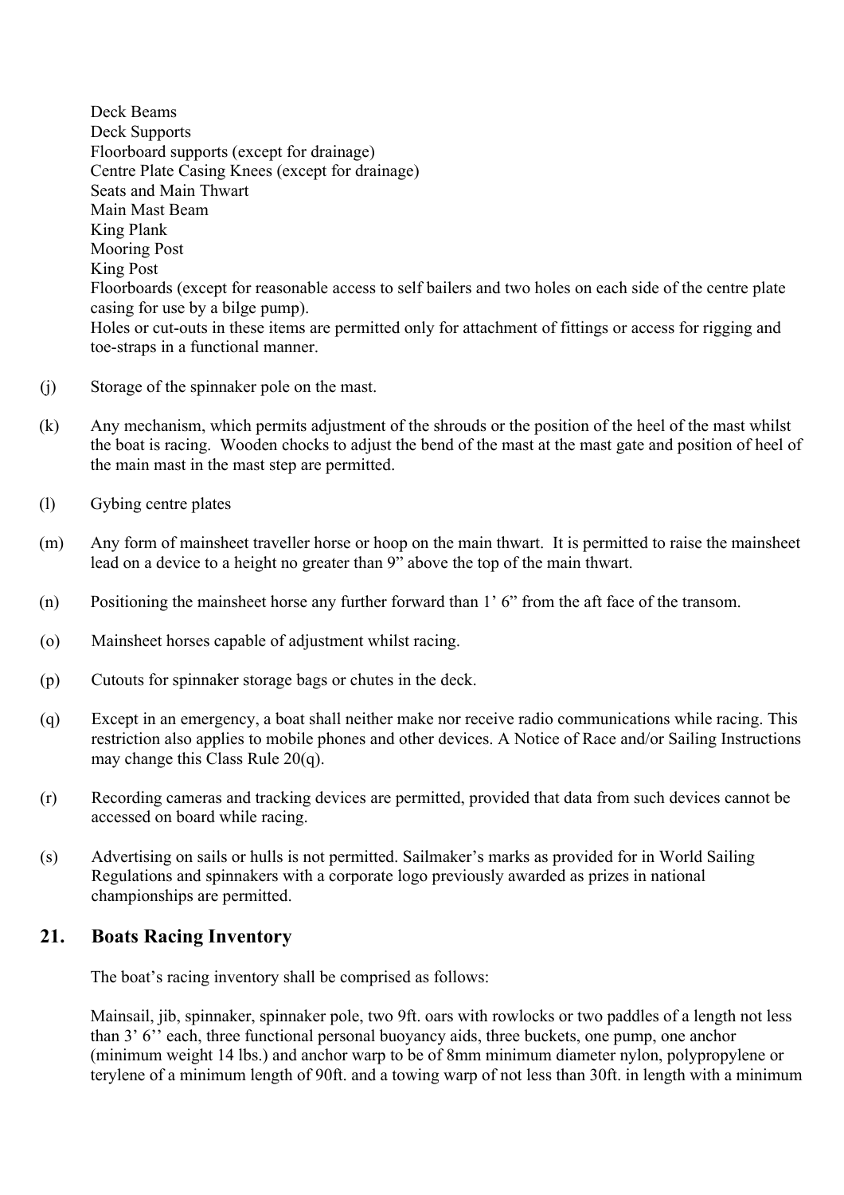Deck Beams  
Deck Supports  
Floorboard supports (except for drainage)  
Centre Plate Casing Knees (except for drainage)  
Seats and Main Thwart  
Main Mast Beam  
King Plank  
Mooring Post  
King Post  
Floorboards (except for reasonable access to self bailers and two holes on each side of the centre plate casing for use by a bilge pump).  
Holes or cut-outs in these items are permitted only for attachment of fittings or access for rigging and toe-straps in a functional manner.

(j) Storage of the spinnaker pole on the mast.

(k) Any mechanism, which permits adjustment of the shrouds or the position of the heel of the mast whilst the boat is racing. Wooden chocks to adjust the bend of the mast at the mast gate and position of heel of the main mast in the mast step are permitted.

(l) Gybing centre plates

(m) Any form of mainsheet traveller horse or hoop on the main thwart. It is permitted to raise the mainsheet lead on a device to a height no greater than 9" above the top of the main thwart.

(n) Positioning the mainsheet horse any further forward than 1' 6" from the aft face of the transom.

(o) Mainsheet horses capable of adjustment whilst racing.

(p) Cutouts for spinnaker storage bags or chutes in the deck.

(q) Except in an emergency, a boat shall neither make nor receive radio communications while racing. This restriction also applies to mobile phones and other devices. A Notice of Race and/or Sailing Instructions may change this Class Rule 20(q).

(r) Recording cameras and tracking devices are permitted, provided that data from such devices cannot be accessed on board while racing.

(s) Advertising on sails or hulls is not permitted. Sailmaker's marks as provided for in World Sailing Regulations and spinnakers with a corporate logo previously awarded as prizes in national championships are permitted.

## 21. Boats Racing Inventory

The boat's racing inventory shall be comprised as follows:

Mainsail, jib, spinnaker, spinnaker pole, two 9ft. oars with rowlocks or two paddles of a length not less than 3' 6'' each, three functional personal buoyancy aids, three buckets, one pump, one anchor (minimum weight 14 lbs.) and anchor warp to be of 8mm minimum diameter nylon, polypropylene or terylene of a minimum length of 90ft. and a towing warp of not less than 30ft. in length with a minimum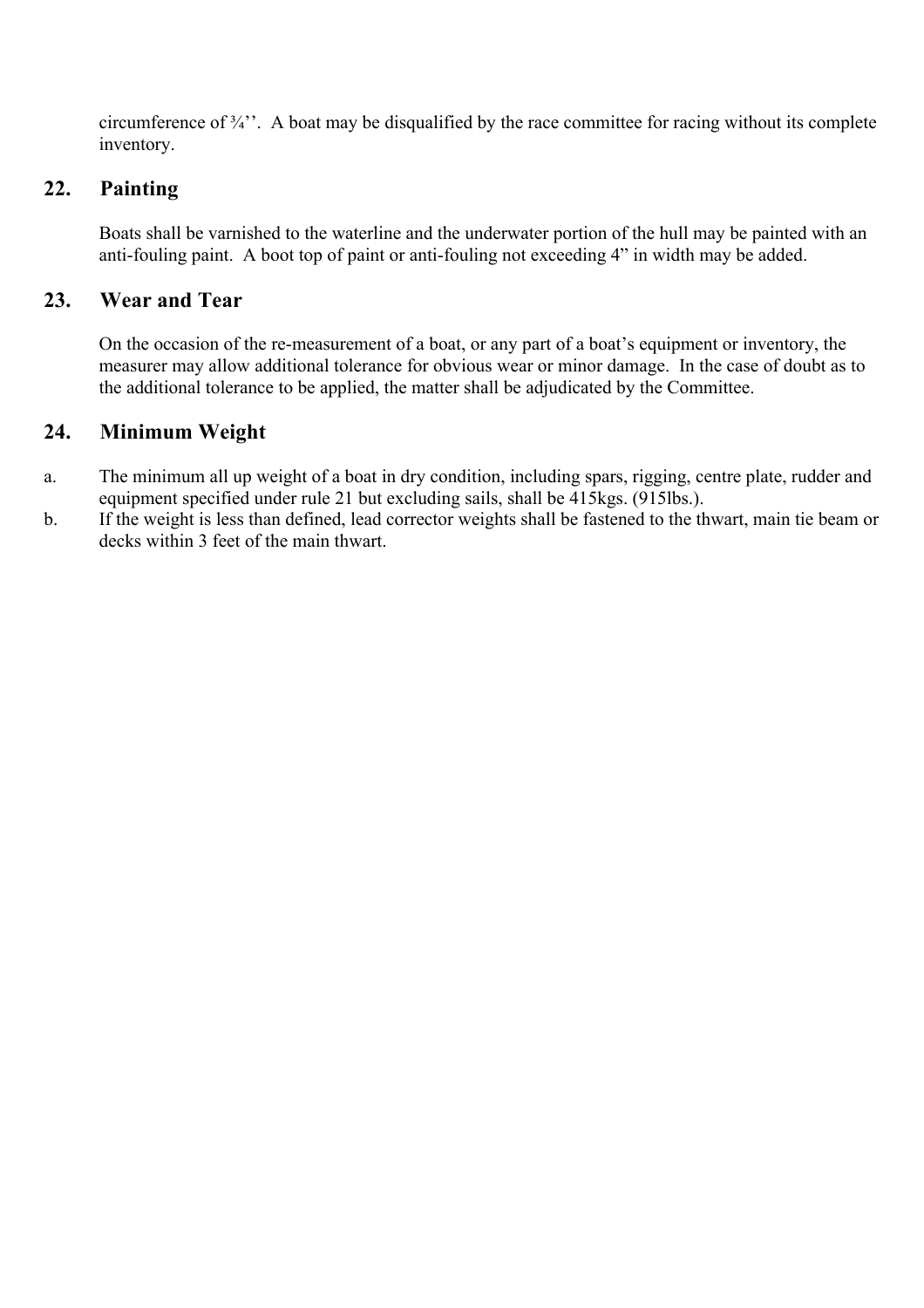circumference of ¾''. A boat may be disqualified by the race committee for racing without its complete inventory.

## 22. Painting

Boats shall be varnished to the waterline and the underwater portion of the hull may be painted with an anti-fouling paint. A boot top of paint or anti-fouling not exceeding 4" in width may be added.

## 23. Wear and Tear

On the occasion of the re-measurement of a boat, or any part of a boat's equipment or inventory, the measurer may allow additional tolerance for obvious wear or minor damage. In the case of doubt as to the additional tolerance to be applied, the matter shall be adjudicated by the Committee.

## 24. Minimum Weight

a. The minimum all up weight of a boat in dry condition, including spars, rigging, centre plate, rudder and equipment specified under rule 21 but excluding sails, shall be 415kgs. (915lbs.).

b. If the weight is less than defined, lead corrector weights shall be fastened to the thwart, main tie beam or decks within 3 feet of the main thwart.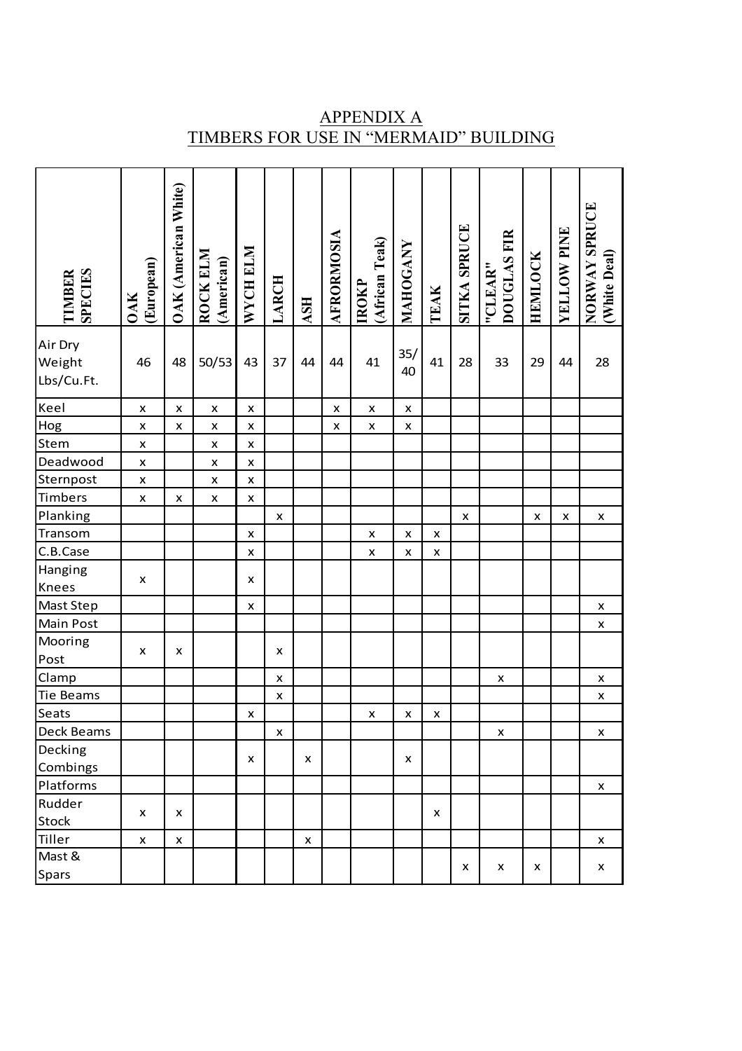# APPENDIX A
## TIMBERS FOR USE IN "MERMAID" BUILDING

| TIMBER SPECIES | OAK (European) | OAK (American White) | ROCK ELM (American) | WYCH ELM | LARCH | ASH | AFRORMOSIA | IROKP (African Teak) | MAHOGANY | TEAK | SITKA SPRUCE | "CLEAR" DOUGLAS FIR | HEMLOCK | YELLOW PINE | NORWAY SPRUCE (White Deal) |
|---|---|---|---|---|---|---|---|---|---|---|---|---|---|---|---|
| Air Dry Weight Lbs/Cu.Ft. | 46 | 48 | 50/53 | 43 | 37 | 44 | 44 | 41 | 35/40 | 41 | 28 | 33 | 29 | 44 | 28 |
| Keel | x | x | x | x | | | x | x | x | | | | | | |
| Hog | x | x | x | x | | | x | x | x | | | | | | |
| Stem | x | | x | x | | | | | | | | | | | |
| Deadwood | x | | x | x | | | | | | | | | | | |
| Sternpost | x | | x | x | | | | | | | | | | | |
| Timbers | x | x | x | x | | | | | | | | | | | |
| Planking | | | | | x | | | | | | x | | x | x | x |
| Transom | | | | x | | | | x | x | x | | | | | |
| C.B.Case | | | | x | | | | x | x | x | | | | | |
| Hanging Knees | x | | | x | | | | | | | | | | | |
| Mast Step | | | | x | | | | | | | | | | | x |
| Main Post | | | | | | | | | | | | | | | x |
| Mooring Post | x | x | | | x | | | | | | | | | | |
| Clamp | | | | | x | | | | | | | x | | | x |
| Tie Beams | | | | | x | | | | | | | | | | x |
| Seats | | | | x | | | | x | x | x | | | | | |
| Deck Beams | | | | | x | | | | | | | x | | | x |
| Decking Combings | | | | x | | x | | | x | | | | | | |
| Platforms | | | | | | | | | | | | | | | x |
| Rudder Stock | x | x | | | | | | | | x | | | | | |
| Tiller | x | x | | | | x | | | | | | | | | x |
| Mast & Spars | | | | | | | | | | | x | x | x | | x |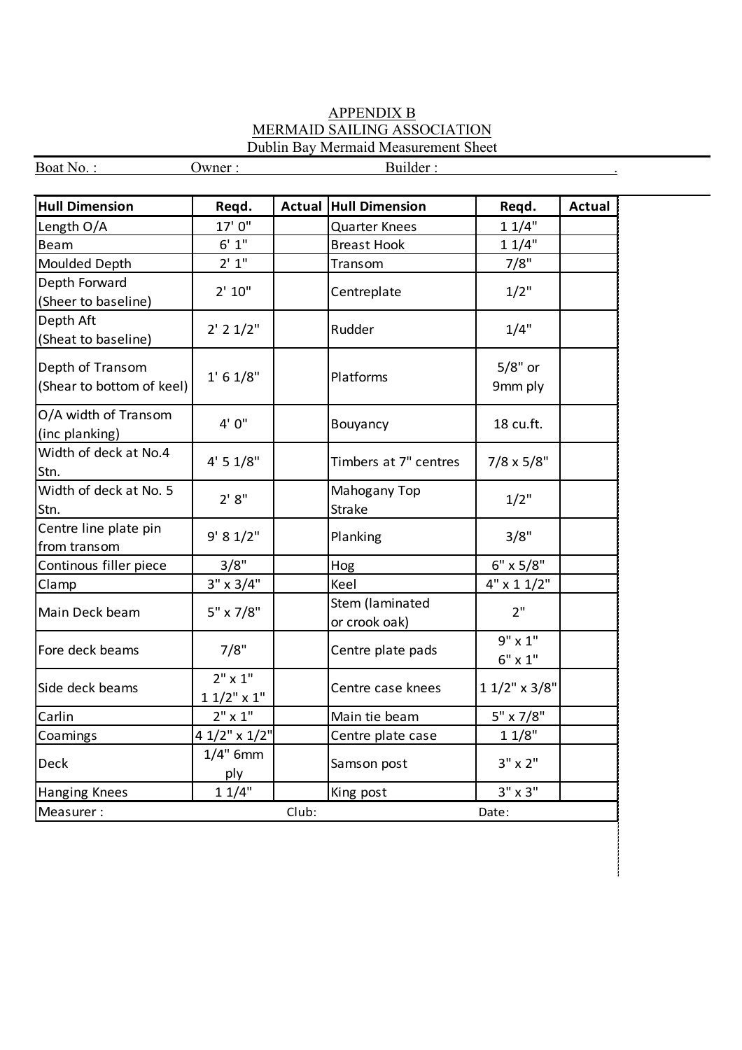APPENDIX B

MERMAID SAILING ASSOCIATION

Dublin Bay Mermaid Measurement Sheet

Boat No. : Owner : Builder : .

| Hull Dimension | Reqd. | Actual | Hull Dimension | Reqd. | Actual |
|---|---|---|---|---|---|
| Length O/A | 17' 0" | | Quarter Knees | 1 1/4" | |
| Beam | 6' 1" | | Breast Hook | 1 1/4" | |
| Moulded Depth | 2' 1" | | Transom | 7/8" | |
| Depth Forward (Sheer to baseline) | 2' 10" | | Centreplate | 1/2" | |
| Depth Aft (Sheat to baseline) | 2' 2 1/2" | | Rudder | 1/4" | |
| Depth of Transom (Shear to bottom of keel) | 1' 6 1/8" | | Platforms | 5/8" or 9mm ply | |
| O/A width of Transom (inc planking) | 4' 0" | | Bouyancy | 18 cu.ft. | |
| Width of deck at No.4 Stn. | 4' 5 1/8" | | Timbers at 7" centres | 7/8 x 5/8" | |
| Width of deck at No. 5 Stn. | 2' 8" | | Mahogany Top Strake | 1/2" | |
| Centre line plate pin from transom | 9' 8 1/2" | | Planking | 3/8" | |
| Continous filler piece | 3/8" | | Hog | 6" x 5/8" | |
| Clamp | 3" x 3/4" | | Keel | 4" x 1 1/2" | |
| Main Deck beam | 5" x 7/8" | | Stem (laminated or crook oak) | 2" | |
| Fore deck beams | 7/8" | | Centre plate pads | 9" x 1" 6" x 1" | |
| Side deck beams | 2" x 1" 1 1/2" x 1" | | Centre case knees | 1 1/2" x 3/8" | |
| Carlin | 2" x 1" | | Main tie beam | 5" x 7/8" | |
| Coamings | 4 1/2" x 1/2" | | Centre plate case | 1 1/8" | |
| Deck | 1/4" 6mm ply | | Samson post | 3" x 2" | |
| Hanging Knees | 1 1/4" | | King post | 3" x 3" | |

Measurer : Club: Date: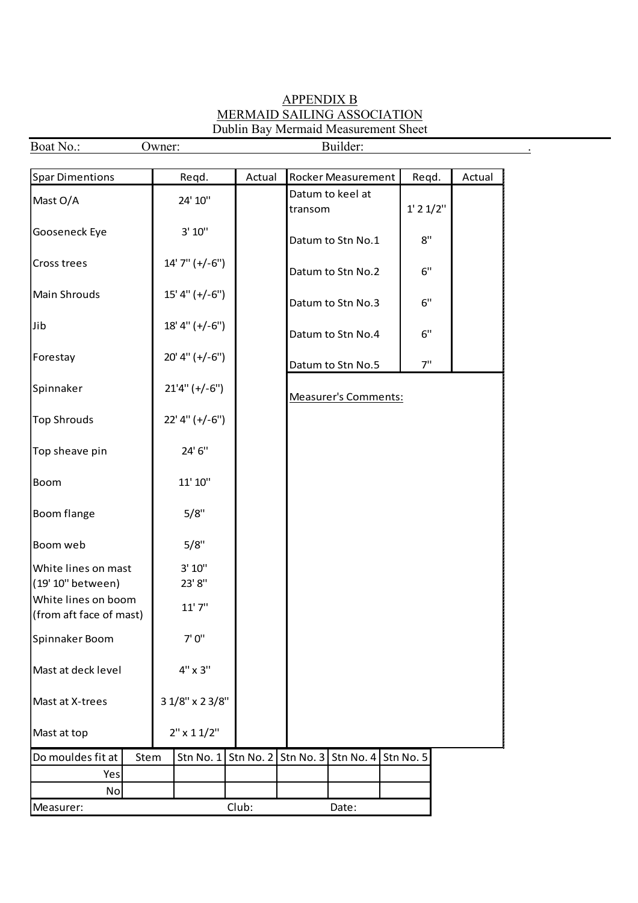# APPENDIX B

## MERMAID SAILING ASSOCIATION

### Dublin Bay Mermaid Measurement Sheet

Boat No.: Owner: Builder: .

| Spar Dimentions | Reqd. | Actual |
|---|---|---|
| Mast O/A | 24' 10'' | |
| Gooseneck Eye | 3' 10'' | |
| Cross trees | 14' 7'' (+/-6'') | |
| Main Shrouds | 15' 4'' (+/-6'') | |
| Jib | 18' 4'' (+/-6'') | |
| Forestay | 20' 4'' (+/-6'') | |
| Spinnaker | 21'4'' (+/-6'') | |
| Top Shrouds | 22' 4'' (+/-6'') | |
| Top sheave pin | 24' 6'' | |
| Boom | 11' 10'' | |
| Boom flange | 5/8'' | |
| Boom web | 5/8'' | |
| White lines on mast (19' 10'' between) | 3' 10'' 23' 8'' | |
| White lines on boom (from aft face of mast) | 11' 7'' | |
| Spinnaker Boom | 7' 0'' | |
| Mast at deck level | 4'' x 3'' | |
| Mast at X-trees | 3 1/8'' x 2 3/8'' | |
| Mast at top | 2'' x 1 1/2'' | |

| Rocker Measurement | Reqd. | Actual |
|---|---|---|
| Datum to keel at transom | 1' 2 1/2'' | |
| Datum to Stn No.1 | 8'' | |
| Datum to Stn No.2 | 6'' | |
| Datum to Stn No.3 | 6'' | |
| Datum to Stn No.4 | 6'' | |
| Datum to Stn No.5 | 7'' | |

Measurer's Comments:

| Do mouldes fit at | Stem | Stn No. 1 | Stn No. 2 | Stn No. 3 | Stn No. 4 | Stn No. 5 |
|---|---|---|---|---|---|---|
| Yes | | | | | | |
| No | | | | | | |

Measurer: Club: Date: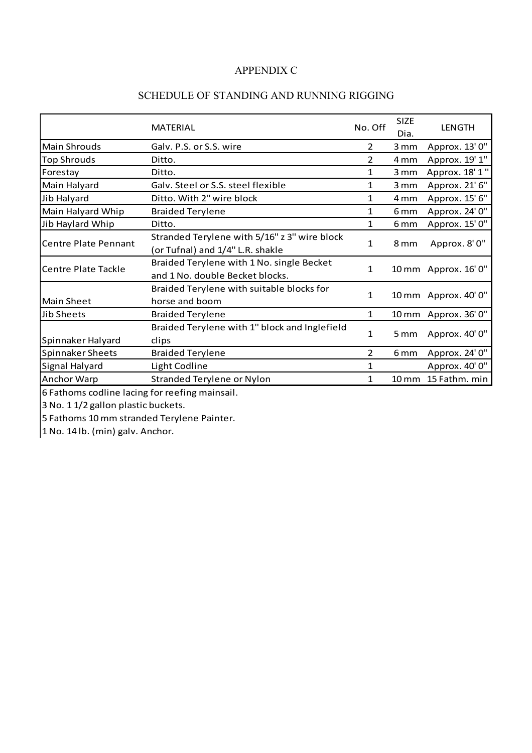# APPENDIX C

## SCHEDULE OF STANDING AND RUNNING RIGGING

| | MATERIAL | No. Off | SIZE Dia. | LENGTH |
|---|---|---|---|---|
| Main Shrouds | Galv. P.S. or S.S. wire | 2 | 3 mm | Approx. 13' 0" |
| Top Shrouds | Ditto. | 2 | 4 mm | Approx. 19' 1" |
| Forestay | Ditto. | 1 | 3 mm | Approx. 18' 1 " |
| Main Halyard | Galv. Steel or S.S. steel flexible | 1 | 3 mm | Approx. 21' 6" |
| Jib Halyard | Ditto. With 2" wire block | 1 | 4 mm | Approx. 15' 6" |
| Main Halyard Whip | Braided Terylene | 1 | 6 mm | Approx. 24' 0" |
| Jib Haylard Whip | Ditto. | 1 | 6 mm | Approx. 15' 0" |
| Centre Plate Pennant | Stranded Terylene with 5/16" z 3" wire block (or Tufnal) and 1/4" L.R. shakle | 1 | 8 mm | Approx. 8' 0" |
| Centre Plate Tackle | Braided Terylene with 1 No. single Becket and 1 No. double Becket blocks. | 1 | 10 mm | Approx. 16' 0" |
| Main Sheet | Braided Terylene with suitable blocks for horse and boom | 1 | 10 mm | Approx. 40' 0" |
| Jib Sheets | Braided Terylene | 1 | 10 mm | Approx. 36' 0" |
| Spinnaker Halyard | Braided Terylene with 1" block and Inglefield clips | 1 | 5 mm | Approx. 40' 0" |
| Spinnaker Sheets | Braided Terylene | 2 | 6 mm | Approx. 24' 0" |
| Signal Halyard | Light Codline | 1 | | Approx. 40' 0" |
| Anchor Warp | Stranded Terylene or Nylon | 1 | 10 mm | 15 Fathm. min |

6 Fathoms codline lacing for reefing mainsail.

3 No. 1 1/2 gallon plastic buckets.

5 Fathoms 10 mm stranded Terylene Painter.

1 No. 14 lb. (min) galv. Anchor.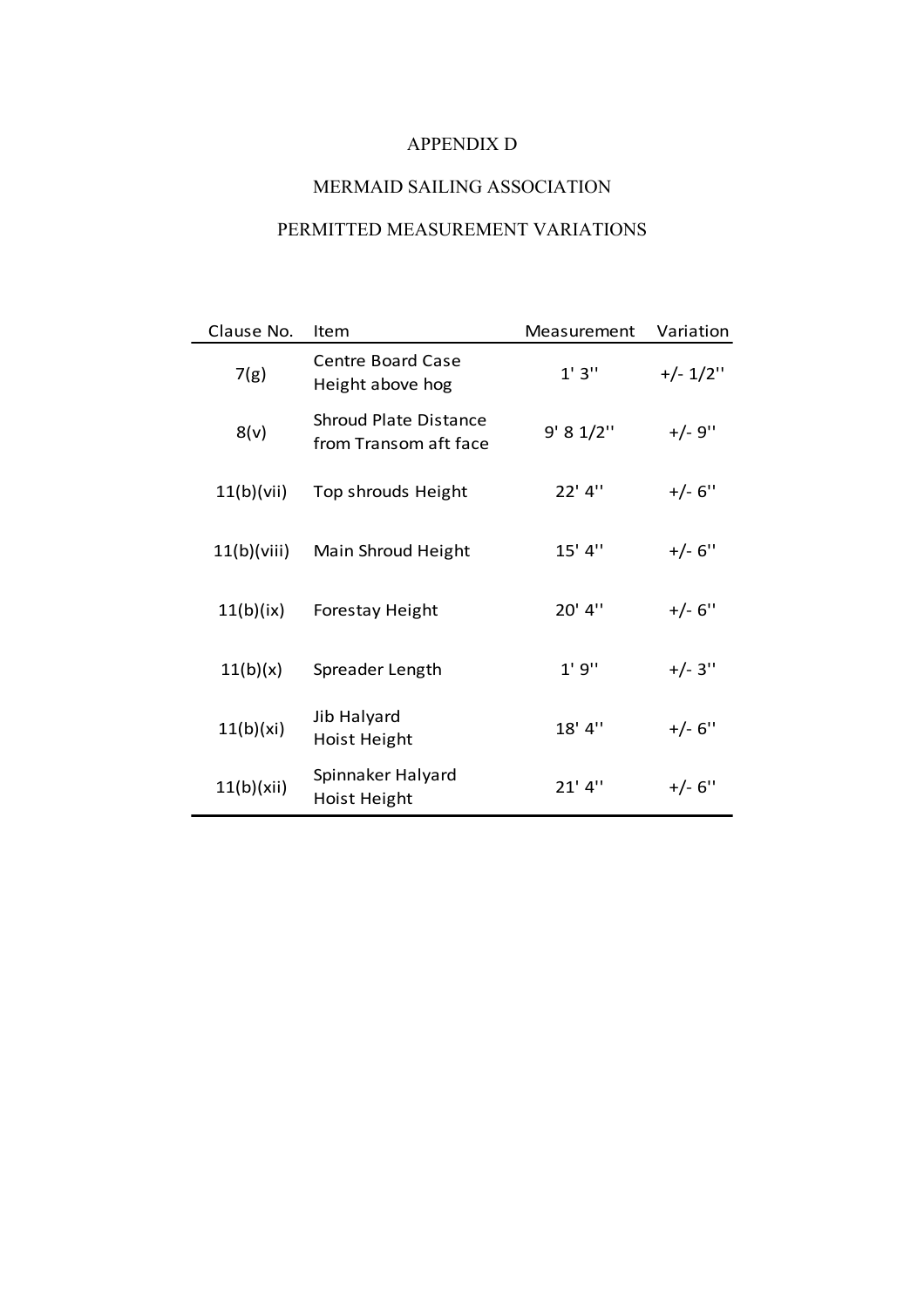# APPENDIX D

## MERMAID SAILING ASSOCIATION

## PERMITTED MEASUREMENT VARIATIONS

| Clause No. | Item | Measurement | Variation |
|---|---|---|---|
| 7(g) | Centre Board Case Height above hog | 1' 3'' | +/- 1/2'' |
| 8(v) | Shroud Plate Distance from Transom aft face | 9' 8 1/2'' | +/- 9'' |
| 11(b)(vii) | Top shrouds Height | 22' 4'' | +/- 6'' |
| 11(b)(viii) | Main Shroud Height | 15' 4'' | +/- 6'' |
| 11(b)(ix) | Forestay Height | 20' 4'' | +/- 6'' |
| 11(b)(x) | Spreader Length | 1' 9'' | +/- 3'' |
| 11(b)(xi) | Jib Halyard Hoist Height | 18' 4'' | +/- 6'' |
| 11(b)(xii) | Spinnaker Halyard Hoist Height | 21' 4'' | +/- 6'' |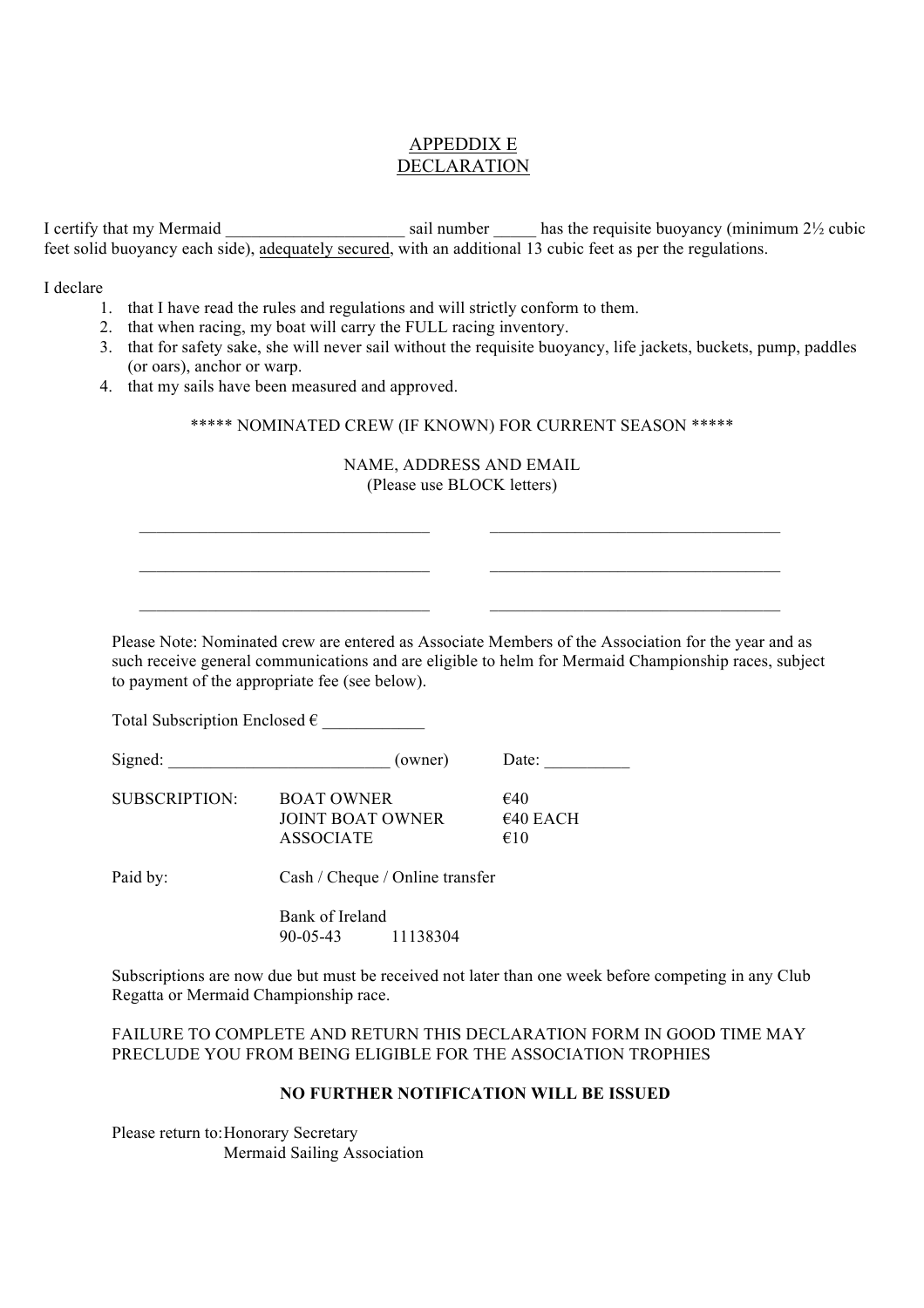# APPEDDIX E
# DECLARATION

I certify that my Mermaid _____________________ sail number _____ has the requisite buoyancy (minimum 2½ cubic feet solid buoyancy each side), adequately secured, with an additional 13 cubic feet as per the regulations.

I declare

1. that I have read the rules and regulations and will strictly conform to them.
2. that when racing, my boat will carry the FULL racing inventory.
3. that for safety sake, she will never sail without the requisite buoyancy, life jackets, buckets, pump, paddles (or oars), anchor or warp.
4. that my sails have been measured and approved.

***** NOMINATED CREW (IF KNOWN) FOR CURRENT SEASON *****

NAME, ADDRESS AND EMAIL
(Please use BLOCK letters)

__________________________________ __________________________________

__________________________________ __________________________________

__________________________________ __________________________________

Please Note: Nominated crew are entered as Associate Members of the Association for the year and as such receive general communications and are eligible to helm for Mermaid Championship races, subject to payment of the appropriate fee (see below).

Total Subscription Enclosed € ____________

Signed: __________________________ (owner) Date: __________

| SUBSCRIPTION: | BOAT OWNER | €40 |
|---|---|---|
| | JOINT BOAT OWNER | €40 EACH |
| | ASSOCIATE | €10 |

Paid by: Cash / Cheque / Online transfer

Bank of Ireland
90-05-43 11138304

Subscriptions are now due but must be received not later than one week before competing in any Club Regatta or Mermaid Championship race.

FAILURE TO COMPLETE AND RETURN THIS DECLARATION FORM IN GOOD TIME MAY PRECLUDE YOU FROM BEING ELIGIBLE FOR THE ASSOCIATION TROPHIES

**NO FURTHER NOTIFICATION WILL BE ISSUED**

Please return to: Honorary Secretary
Mermaid Sailing Association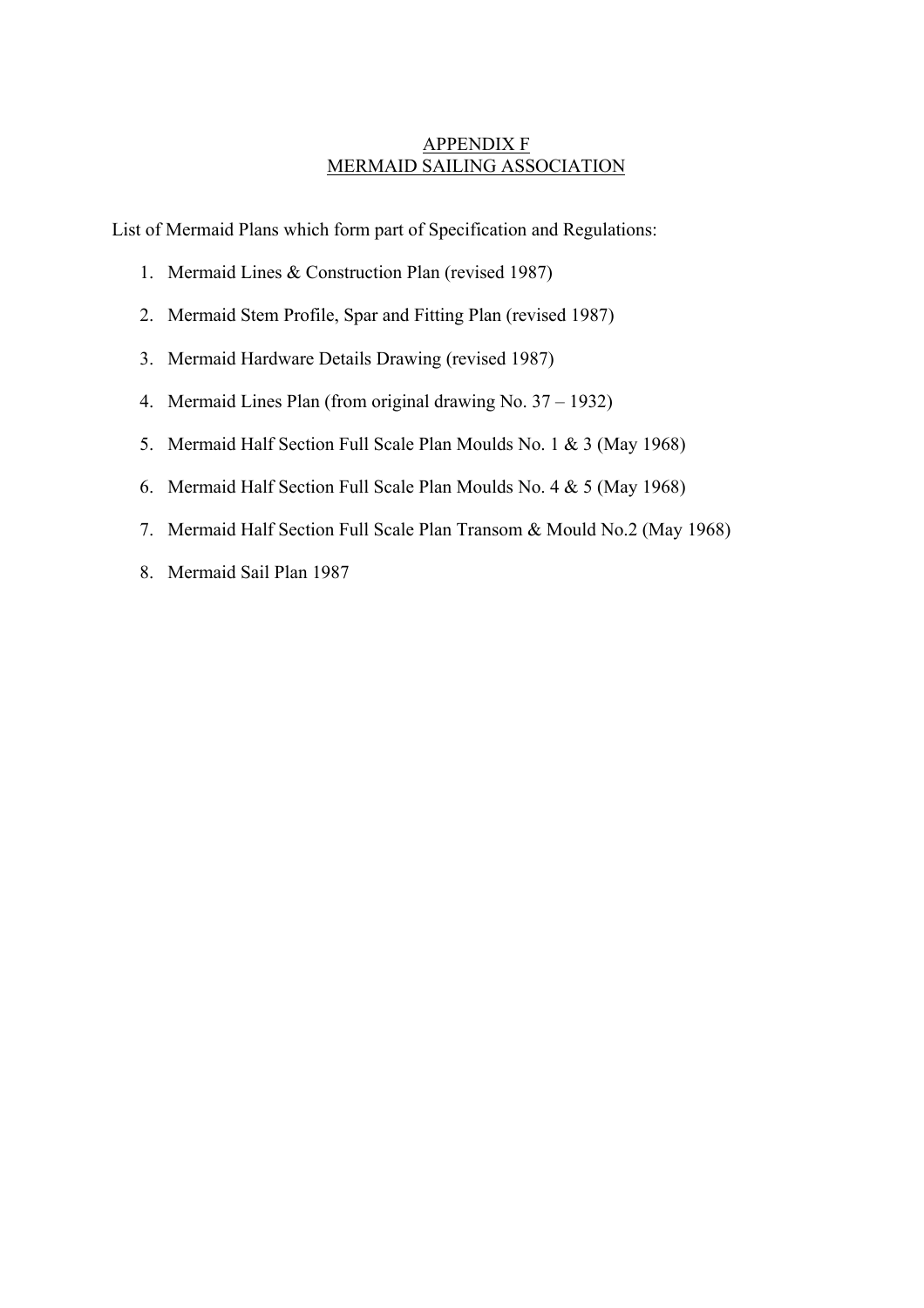# APPENDIX F
# MERMAID SAILING ASSOCIATION

List of Mermaid Plans which form part of Specification and Regulations:

1. Mermaid Lines & Construction Plan (revised 1987)
2. Mermaid Stem Profile, Spar and Fitting Plan (revised 1987)
3. Mermaid Hardware Details Drawing (revised 1987)
4. Mermaid Lines Plan (from original drawing No. 37 – 1932)
5. Mermaid Half Section Full Scale Plan Moulds No. 1 & 3 (May 1968)
6. Mermaid Half Section Full Scale Plan Moulds No. 4 & 5 (May 1968)
7. Mermaid Half Section Full Scale Plan Transom & Mould No.2 (May 1968)
8. Mermaid Sail Plan 1987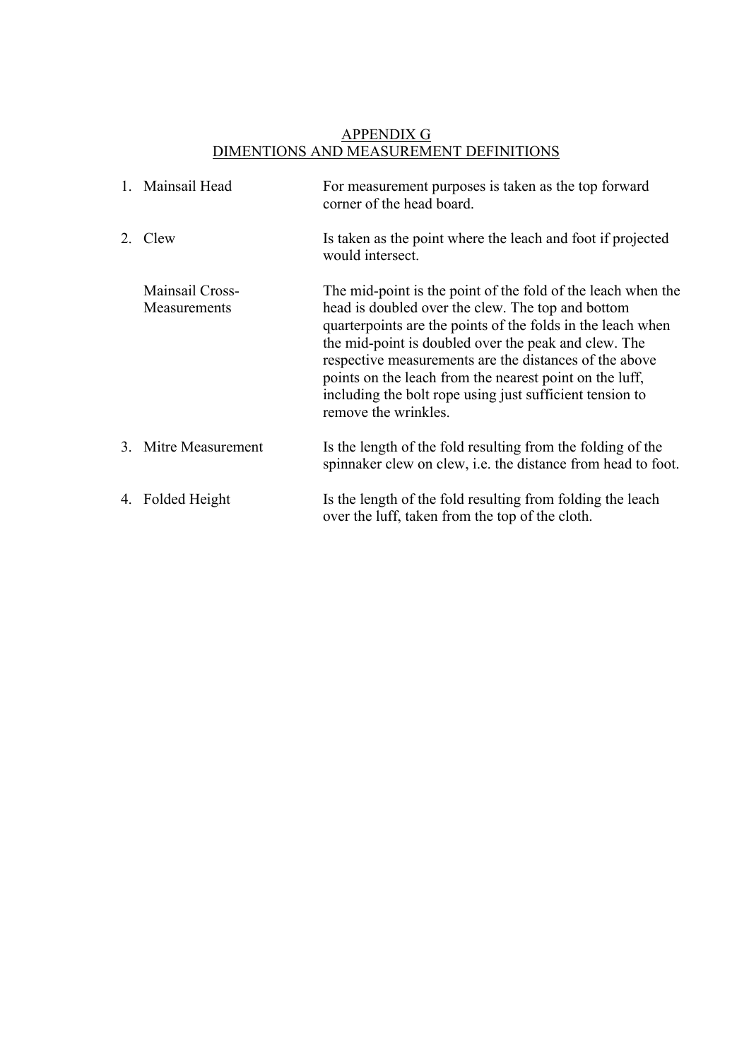# APPENDIX G
## DIMENTIONS AND MEASUREMENT DEFINITIONS

| | |
|---|---|
| 1. Mainsail Head | For measurement purposes is taken as the top forward corner of the head board. |
| 2. Clew | Is taken as the point where the leach and foot if projected would intersect. |
| Mainsail Cross-Measurements | The mid-point is the point of the fold of the leach when the head is doubled over the clew. The top and bottom quarterpoints are the points of the folds in the leach when the mid-point is doubled over the peak and clew. The respective measurements are the distances of the above points on the leach from the nearest point on the luff, including the bolt rope using just sufficient tension to remove the wrinkles. |
| 3. Mitre Measurement | Is the length of the fold resulting from the folding of the spinnaker clew on clew, i.e. the distance from head to foot. |
| 4. Folded Height | Is the length of the fold resulting from folding the leach over the luff, taken from the top of the cloth. |